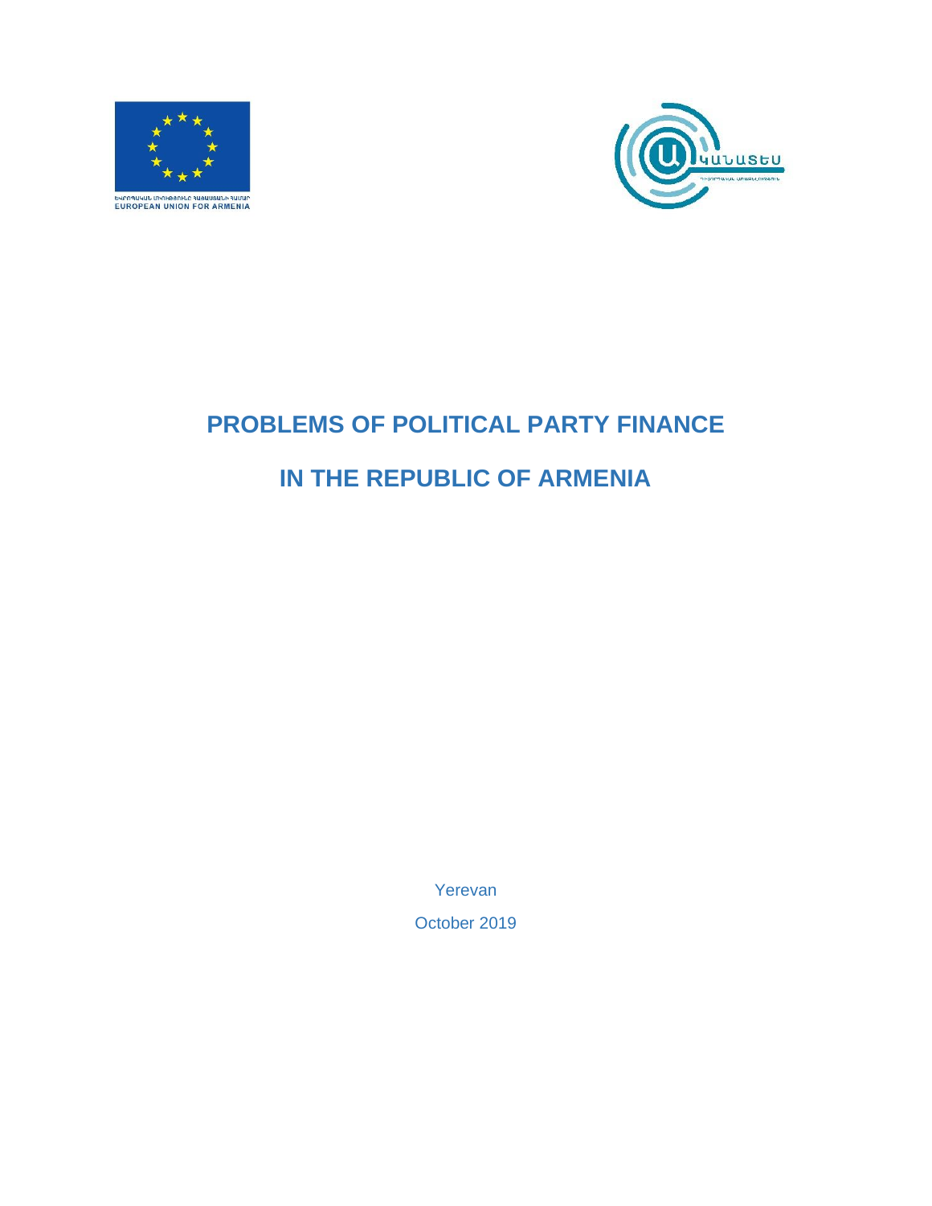ԵՎՐՈՊԱԿԱՆ ՄԻՈՒԹՅՈՒՆԸ ՀԱՅԱՍՏԱՆԻ ՀԱՄԱՐ
EUROPEAN UNION FOR ARMENIA

# PROBLEMS OF POLITICAL PARTY FINANCE

# IN THE REPUBLIC OF ARMENIA

Yerevan

October 2019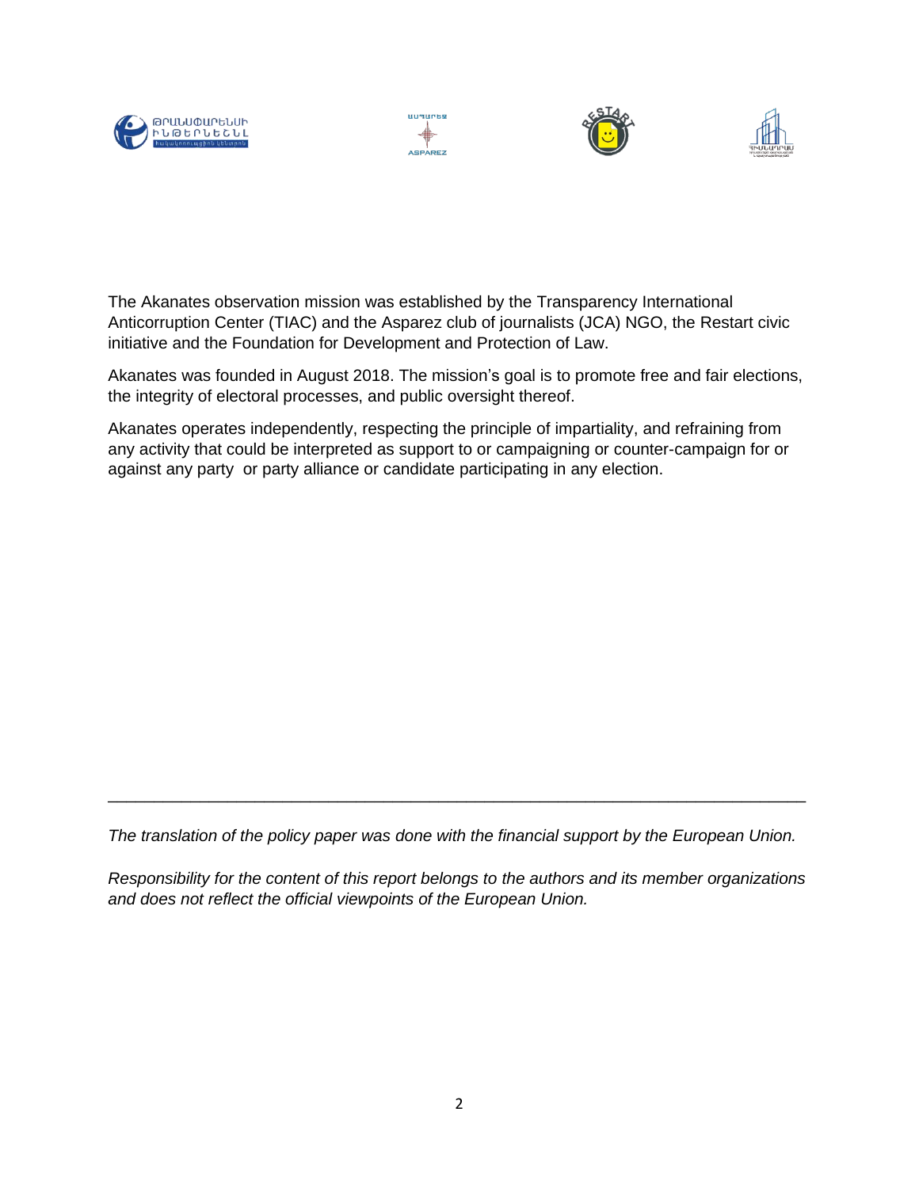The Akanates observation mission was established by the Transparency International Anticorruption Center (TIAC) and the Asparez club of journalists (JCA) NGO, the Restart civic initiative and the Foundation for Development and Protection of Law.

Akanates was founded in August 2018. The mission's goal is to promote free and fair elections, the integrity of electoral processes, and public oversight thereof.

Akanates operates independently, respecting the principle of impartiality, and refraining from any activity that could be interpreted as support to or campaigning or counter-campaign for or against any party or party alliance or candidate participating in any election.

---

*The translation of the policy paper was done with the financial support by the European Union.*

*Responsibility for the content of this report belongs to the authors and its member organizations and does not reflect the official viewpoints of the European Union.*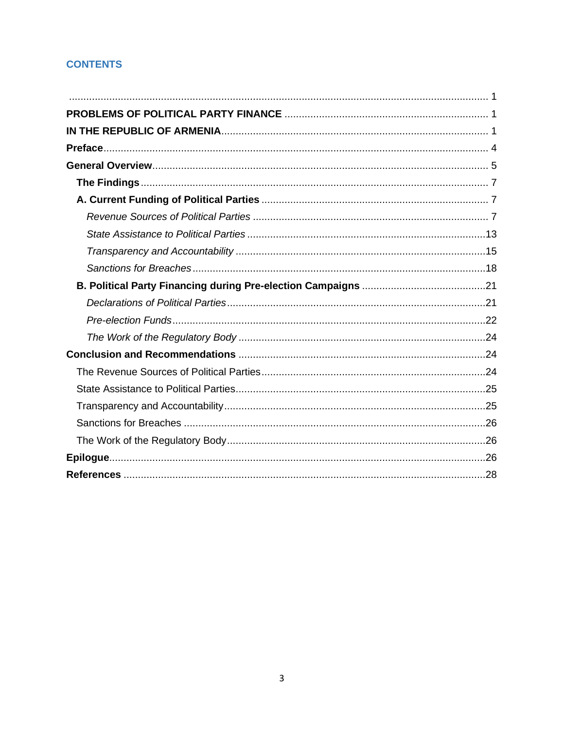## CONTENTS

...................................................................................................................................... 1

**PROBLEMS OF POLITICAL PARTY FINANCE** ...................................................................... 1

**IN THE REPUBLIC OF ARMENIA**............................................................................................. 1

**Preface**........................................................................................................................................ 4

**General Overview**...................................................................................................................... 5

**The Findings** .......................................................................................................................... 7

**A. Current Funding of Political Parties** ................................................................................. 7

*Revenue Sources of Political Parties* ................................................................................. 7

*State Assistance to Political Parties* ..................................................................................13

*Transparency and Accountability* ......................................................................................15

*Sanctions for Breaches* .....................................................................................................18

**B. Political Party Financing during Pre-election Campaigns** ...........................................21

*Declarations of Political Parties*.........................................................................................21

*Pre-election Funds*.............................................................................................................22

*The Work of the Regulatory Body* .....................................................................................24

**Conclusion and Recommendations** .....................................................................................24

The Revenue Sources of Political Parties..............................................................................24

State Assistance to Political Parties......................................................................................25

Transparency and Accountability...........................................................................................25

Sanctions for Breaches .........................................................................................................26

The Work of the Regulatory Body..........................................................................................26

**Epilogue**..................................................................................................................................26

**References** .............................................................................................................................28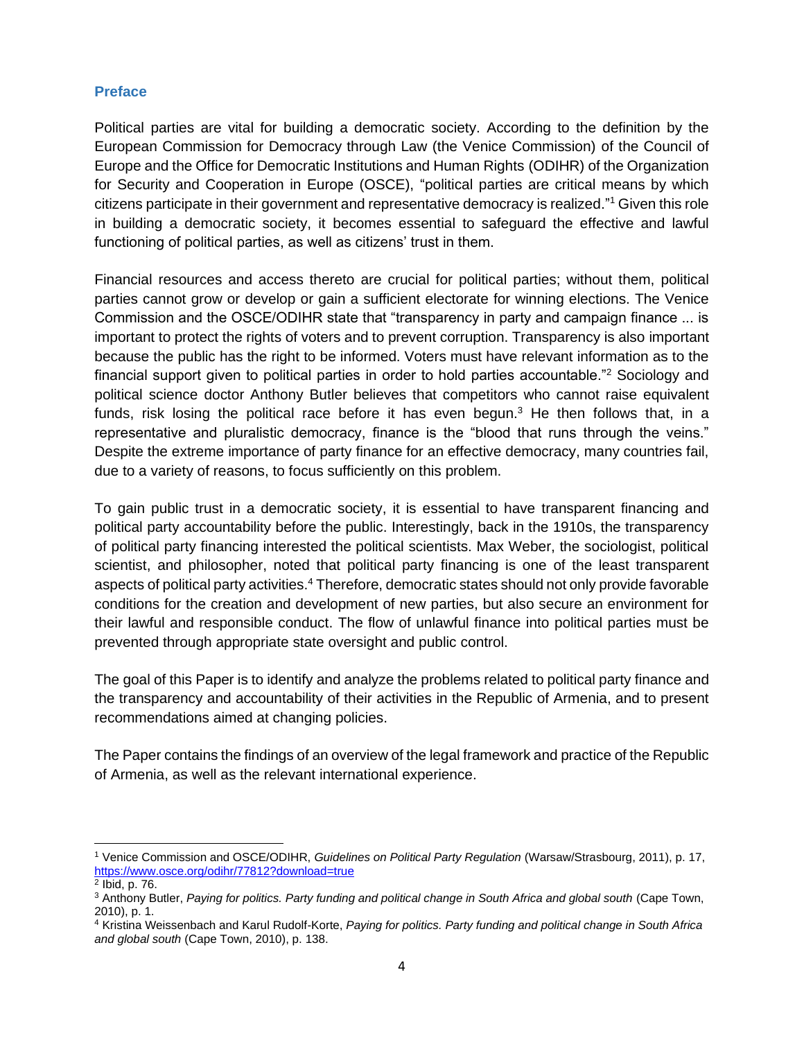## Preface

Political parties are vital for building a democratic society. According to the definition by the European Commission for Democracy through Law (the Venice Commission) of the Council of Europe and the Office for Democratic Institutions and Human Rights (ODIHR) of the Organization for Security and Cooperation in Europe (OSCE), "political parties are critical means by which citizens participate in their government and representative democracy is realized."[1] Given this role in building a democratic society, it becomes essential to safeguard the effective and lawful functioning of political parties, as well as citizens' trust in them.

Financial resources and access thereto are crucial for political parties; without them, political parties cannot grow or develop or gain a sufficient electorate for winning elections. The Venice Commission and the OSCE/ODIHR state that "transparency in party and campaign finance ... is important to protect the rights of voters and to prevent corruption. Transparency is also important because the public has the right to be informed. Voters must have relevant information as to the financial support given to political parties in order to hold parties accountable."[2] Sociology and political science doctor Anthony Butler believes that competitors who cannot raise equivalent funds, risk losing the political race before it has even begun.[3] He then follows that, in a representative and pluralistic democracy, finance is the "blood that runs through the veins." Despite the extreme importance of party finance for an effective democracy, many countries fail, due to a variety of reasons, to focus sufficiently on this problem.

To gain public trust in a democratic society, it is essential to have transparent financing and political party accountability before the public. Interestingly, back in the 1910s, the transparency of political party financing interested the political scientists. Max Weber, the sociologist, political scientist, and philosopher, noted that political party financing is one of the least transparent aspects of political party activities.[4] Therefore, democratic states should not only provide favorable conditions for the creation and development of new parties, but also secure an environment for their lawful and responsible conduct. The flow of unlawful finance into political parties must be prevented through appropriate state oversight and public control.

The goal of this Paper is to identify and analyze the problems related to political party finance and the transparency and accountability of their activities in the Republic of Armenia, and to present recommendations aimed at changing policies.

The Paper contains the findings of an overview of the legal framework and practice of the Republic of Armenia, as well as the relevant international experience.

---

[1] Venice Commission and OSCE/ODIHR, *Guidelines on Political Party Regulation* (Warsaw/Strasbourg, 2011), p. 17, https://www.osce.org/odihr/77812?download=true

[2] Ibid, p. 76.

[3] Anthony Butler, *Paying for politics. Party funding and political change in South Africa and global south* (Cape Town, 2010), p. 1.

[4] Kristina Weissenbach and Karul Rudolf-Korte, *Paying for politics. Party funding and political change in South Africa and global south* (Cape Town, 2010), p. 138.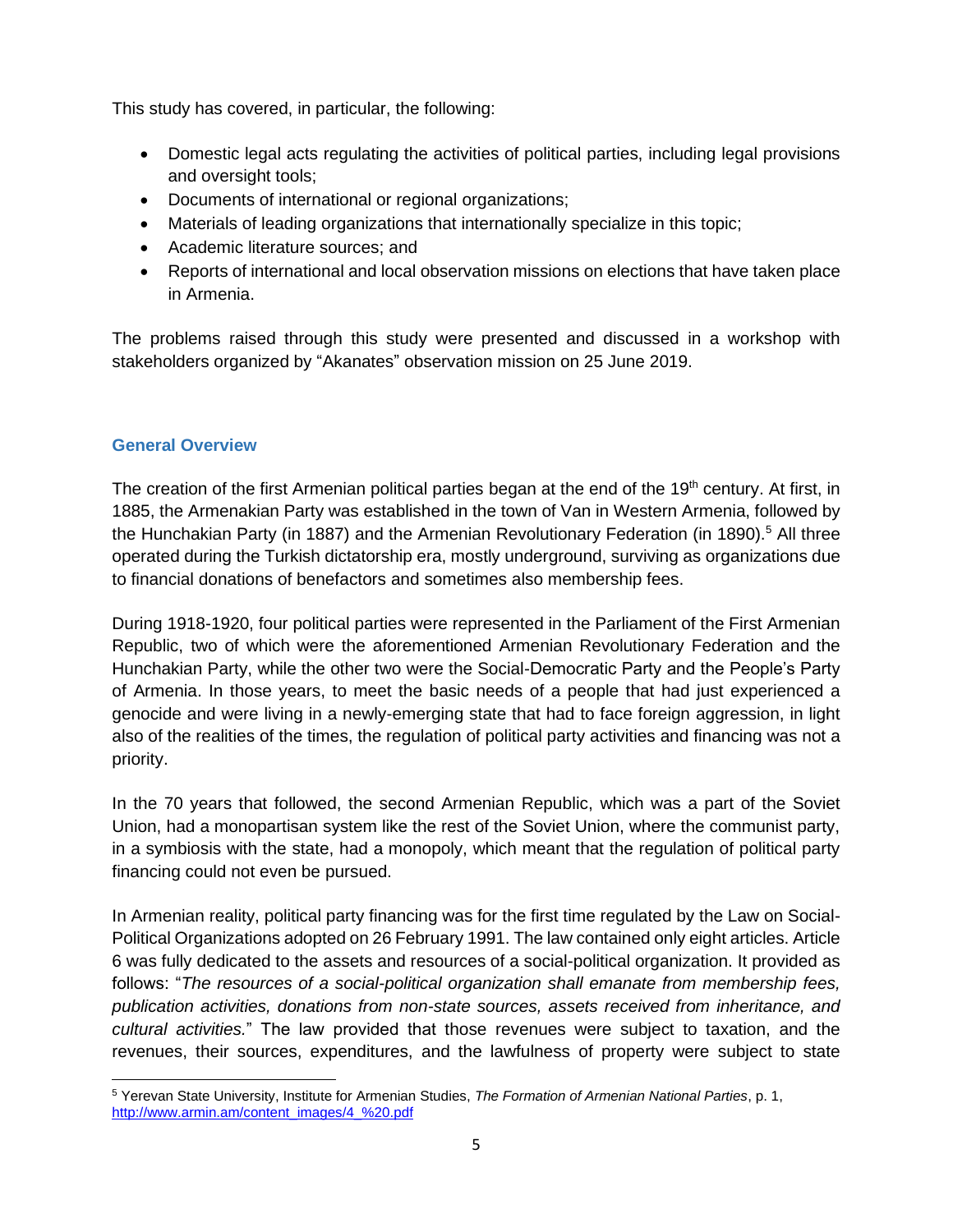This study has covered, in particular, the following:

- Domestic legal acts regulating the activities of political parties, including legal provisions and oversight tools;
- Documents of international or regional organizations;
- Materials of leading organizations that internationally specialize in this topic;
- Academic literature sources; and
- Reports of international and local observation missions on elections that have taken place in Armenia.

The problems raised through this study were presented and discussed in a workshop with stakeholders organized by "Akanates" observation mission on 25 June 2019.

## General Overview

The creation of the first Armenian political parties began at the end of the 19th century. At first, in 1885, the Armenakian Party was established in the town of Van in Western Armenia, followed by the Hunchakian Party (in 1887) and the Armenian Revolutionary Federation (in 1890).[5] All three operated during the Turkish dictatorship era, mostly underground, surviving as organizations due to financial donations of benefactors and sometimes also membership fees.

During 1918-1920, four political parties were represented in the Parliament of the First Armenian Republic, two of which were the aforementioned Armenian Revolutionary Federation and the Hunchakian Party, while the other two were the Social-Democratic Party and the People's Party of Armenia. In those years, to meet the basic needs of a people that had just experienced a genocide and were living in a newly-emerging state that had to face foreign aggression, in light also of the realities of the times, the regulation of political party activities and financing was not a priority.

In the 70 years that followed, the second Armenian Republic, which was a part of the Soviet Union, had a monopartisan system like the rest of the Soviet Union, where the communist party, in a symbiosis with the state, had a monopoly, which meant that the regulation of political party financing could not even be pursued.

In Armenian reality, political party financing was for the first time regulated by the Law on Social-Political Organizations adopted on 26 February 1991. The law contained only eight articles. Article 6 was fully dedicated to the assets and resources of a social-political organization. It provided as follows: "*The resources of a social-political organization shall emanate from membership fees, publication activities, donations from non-state sources, assets received from inheritance, and cultural activities.*" The law provided that those revenues were subject to taxation, and the revenues, their sources, expenditures, and the lawfulness of property were subject to state

---

[5] Yerevan State University, Institute for Armenian Studies, *The Formation of Armenian National Parties*, p. 1, http://www.armin.am/content_images/4_%20.pdf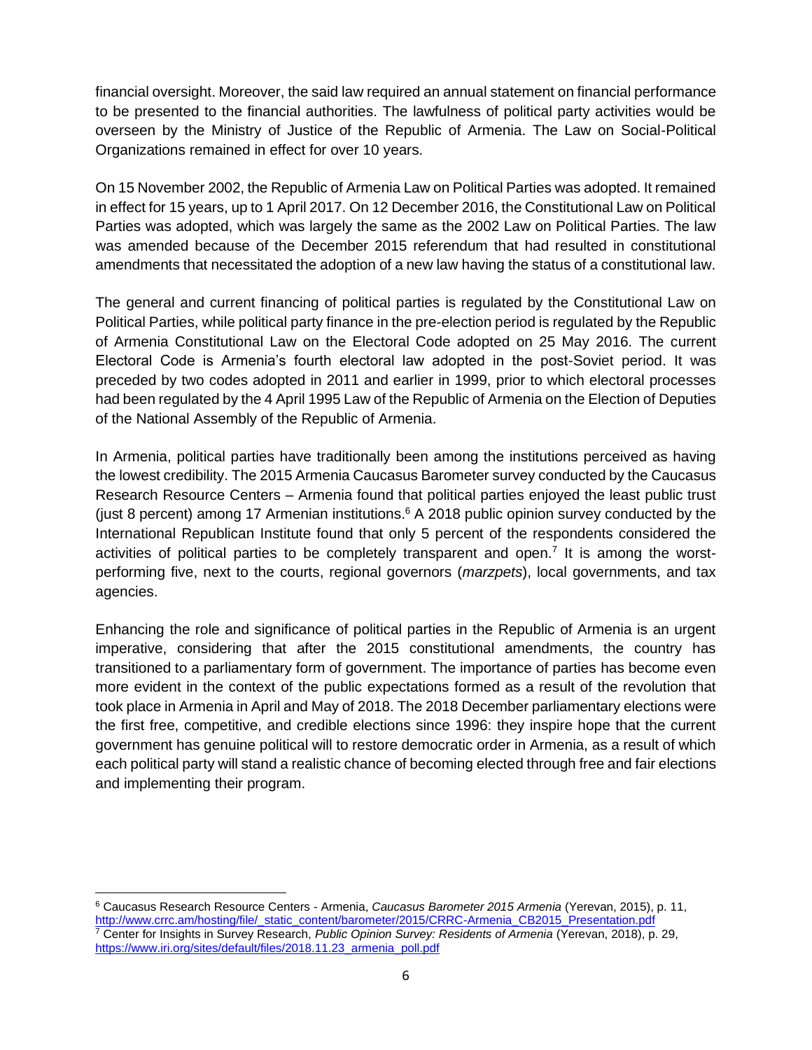financial oversight. Moreover, the said law required an annual statement on financial performance to be presented to the financial authorities. The lawfulness of political party activities would be overseen by the Ministry of Justice of the Republic of Armenia. The Law on Social-Political Organizations remained in effect for over 10 years.

On 15 November 2002, the Republic of Armenia Law on Political Parties was adopted. It remained in effect for 15 years, up to 1 April 2017. On 12 December 2016, the Constitutional Law on Political Parties was adopted, which was largely the same as the 2002 Law on Political Parties. The law was amended because of the December 2015 referendum that had resulted in constitutional amendments that necessitated the adoption of a new law having the status of a constitutional law.

The general and current financing of political parties is regulated by the Constitutional Law on Political Parties, while political party finance in the pre-election period is regulated by the Republic of Armenia Constitutional Law on the Electoral Code adopted on 25 May 2016. The current Electoral Code is Armenia's fourth electoral law adopted in the post-Soviet period. It was preceded by two codes adopted in 2011 and earlier in 1999, prior to which electoral processes had been regulated by the 4 April 1995 Law of the Republic of Armenia on the Election of Deputies of the National Assembly of the Republic of Armenia.

In Armenia, political parties have traditionally been among the institutions perceived as having the lowest credibility. The 2015 Armenia Caucasus Barometer survey conducted by the Caucasus Research Resource Centers – Armenia found that political parties enjoyed the least public trust (just 8 percent) among 17 Armenian institutions.[6] A 2018 public opinion survey conducted by the International Republican Institute found that only 5 percent of the respondents considered the activities of political parties to be completely transparent and open.[7] It is among the worst-performing five, next to the courts, regional governors (*marzpets*), local governments, and tax agencies.

Enhancing the role and significance of political parties in the Republic of Armenia is an urgent imperative, considering that after the 2015 constitutional amendments, the country has transitioned to a parliamentary form of government. The importance of parties has become even more evident in the context of the public expectations formed as a result of the revolution that took place in Armenia in April and May of 2018. The 2018 December parliamentary elections were the first free, competitive, and credible elections since 1996: they inspire hope that the current government has genuine political will to restore democratic order in Armenia, as a result of which each political party will stand a realistic chance of becoming elected through free and fair elections and implementing their program.

---

[6] Caucasus Research Resource Centers - Armenia, *Caucasus Barometer 2015 Armenia* (Yerevan, 2015), p. 11, http://www.crrc.am/hosting/file/_static_content/barometer/2015/CRRC-Armenia_CB2015_Presentation.pdf

[7] Center for Insights in Survey Research, *Public Opinion Survey: Residents of Armenia* (Yerevan, 2018), p. 29, https://www.iri.org/sites/default/files/2018.11.23_armenia_poll.pdf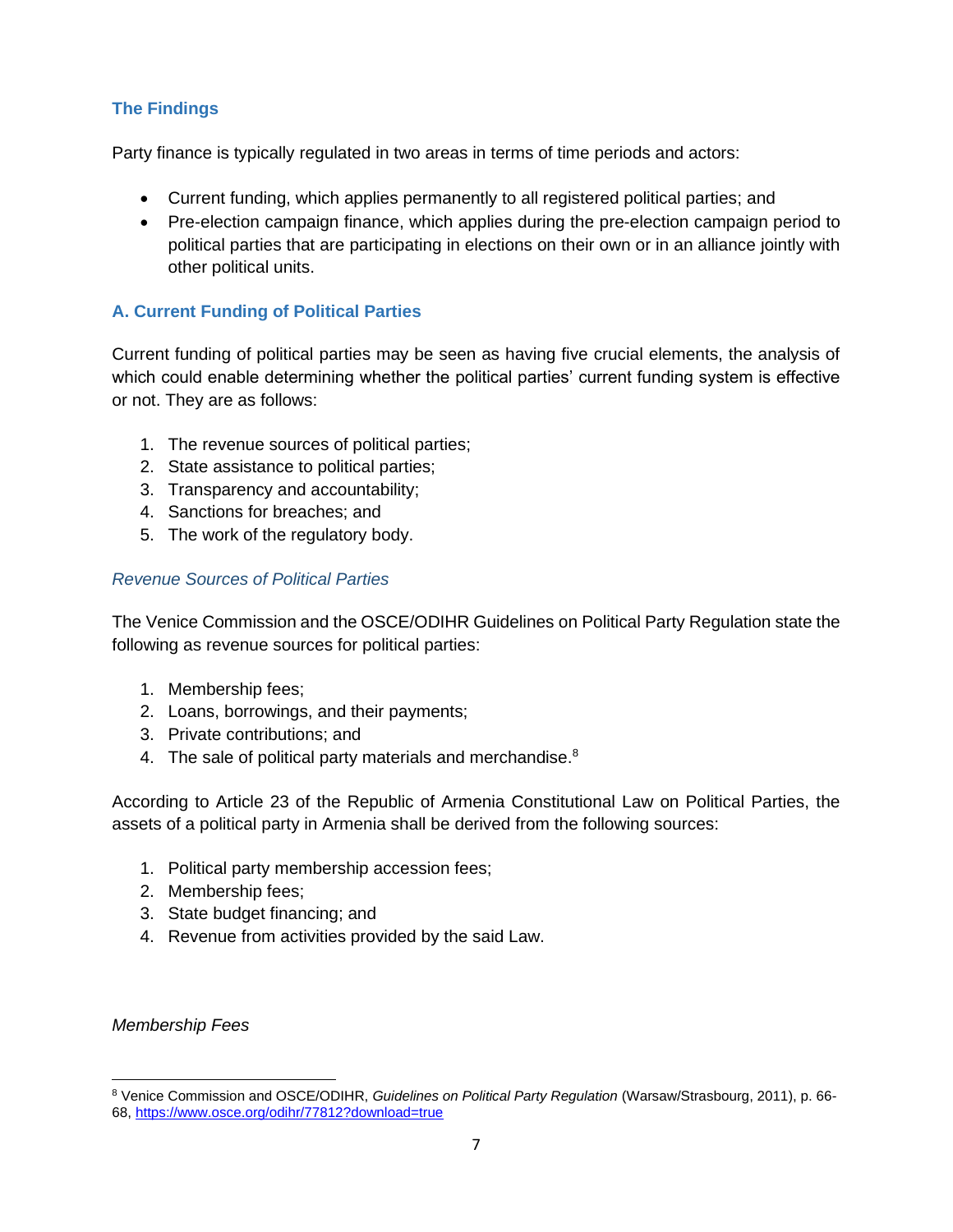### The Findings

Party finance is typically regulated in two areas in terms of time periods and actors:

- Current funding, which applies permanently to all registered political parties; and
- Pre-election campaign finance, which applies during the pre-election campaign period to political parties that are participating in elections on their own or in an alliance jointly with other political units.

### A. Current Funding of Political Parties

Current funding of political parties may be seen as having five crucial elements, the analysis of which could enable determining whether the political parties' current funding system is effective or not. They are as follows:

1. The revenue sources of political parties;
2. State assistance to political parties;
3. Transparency and accountability;
4. Sanctions for breaches; and
5. The work of the regulatory body.

#### *Revenue Sources of Political Parties*

The Venice Commission and the OSCE/ODIHR Guidelines on Political Party Regulation state the following as revenue sources for political parties:

1. Membership fees;
2. Loans, borrowings, and their payments;
3. Private contributions; and
4. The sale of political party materials and merchandise.[8]

According to Article 23 of the Republic of Armenia Constitutional Law on Political Parties, the assets of a political party in Armenia shall be derived from the following sources:

1. Political party membership accession fees;
2. Membership fees;
3. State budget financing; and
4. Revenue from activities provided by the said Law.

*Membership Fees*

---

[8] Venice Commission and OSCE/ODIHR, *Guidelines on Political Party Regulation* (Warsaw/Strasbourg, 2011), p. 66-68, https://www.osce.org/odihr/77812?download=true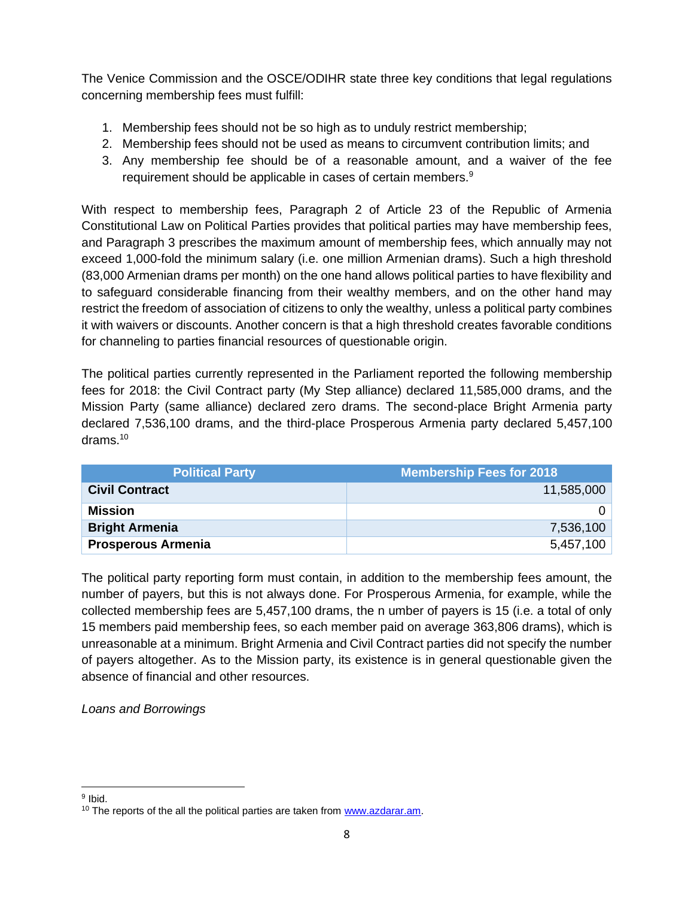The Venice Commission and the OSCE/ODIHR state three key conditions that legal regulations concerning membership fees must fulfill:

1. Membership fees should not be so high as to unduly restrict membership;
2. Membership fees should not be used as means to circumvent contribution limits; and
3. Any membership fee should be of a reasonable amount, and a waiver of the fee requirement should be applicable in cases of certain members.[9]

With respect to membership fees, Paragraph 2 of Article 23 of the Republic of Armenia Constitutional Law on Political Parties provides that political parties may have membership fees, and Paragraph 3 prescribes the maximum amount of membership fees, which annually may not exceed 1,000-fold the minimum salary (i.e. one million Armenian drams). Such a high threshold (83,000 Armenian drams per month) on the one hand allows political parties to have flexibility and to safeguard considerable financing from their wealthy members, and on the other hand may restrict the freedom of association of citizens to only the wealthy, unless a political party combines it with waivers or discounts. Another concern is that a high threshold creates favorable conditions for channeling to parties financial resources of questionable origin.

The political parties currently represented in the Parliament reported the following membership fees for 2018: the Civil Contract party (My Step alliance) declared 11,585,000 drams, and the Mission Party (same alliance) declared zero drams. The second-place Bright Armenia party declared 7,536,100 drams, and the third-place Prosperous Armenia party declared 5,457,100 drams.[10]

| Political Party | Membership Fees for 2018 |
|---|---:|
| **Civil Contract** | 11,585,000 |
| **Mission** | 0 |
| **Bright Armenia** | 7,536,100 |
| **Prosperous Armenia** | 5,457,100 |

The political party reporting form must contain, in addition to the membership fees amount, the number of payers, but this is not always done. For Prosperous Armenia, for example, while the collected membership fees are 5,457,100 drams, the n umber of payers is 15 (i.e. a total of only 15 members paid membership fees, so each member paid on average 363,806 drams), which is unreasonable at a minimum. Bright Armenia and Civil Contract parties did not specify the number of payers altogether. As to the Mission party, its existence is in general questionable given the absence of financial and other resources.

*Loans and Borrowings*

[9] Ibid.

[10] The reports of the all the political parties are taken from www.azdarar.am.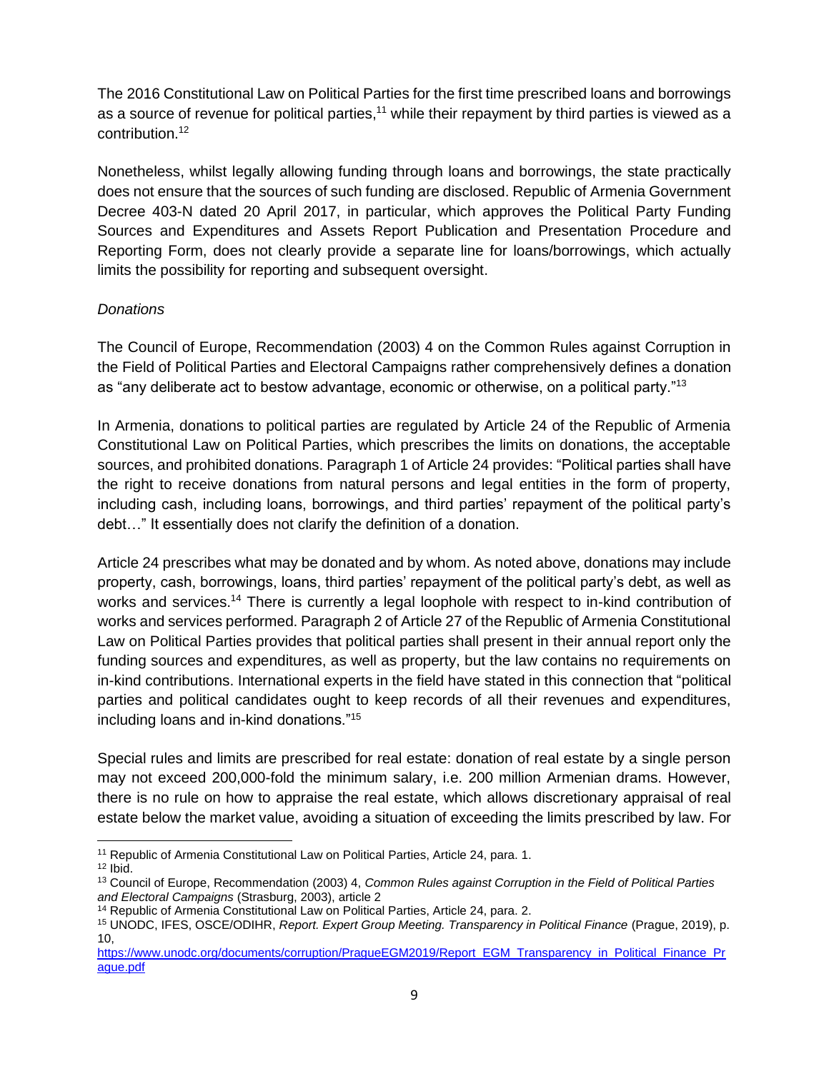The 2016 Constitutional Law on Political Parties for the first time prescribed loans and borrowings as a source of revenue for political parties,[11] while their repayment by third parties is viewed as a contribution.[12]

Nonetheless, whilst legally allowing funding through loans and borrowings, the state practically does not ensure that the sources of such funding are disclosed. Republic of Armenia Government Decree 403-N dated 20 April 2017, in particular, which approves the Political Party Funding Sources and Expenditures and Assets Report Publication and Presentation Procedure and Reporting Form, does not clearly provide a separate line for loans/borrowings, which actually limits the possibility for reporting and subsequent oversight.

*Donations*

The Council of Europe, Recommendation (2003) 4 on the Common Rules against Corruption in the Field of Political Parties and Electoral Campaigns rather comprehensively defines a donation as "any deliberate act to bestow advantage, economic or otherwise, on a political party."[13]

In Armenia, donations to political parties are regulated by Article 24 of the Republic of Armenia Constitutional Law on Political Parties, which prescribes the limits on donations, the acceptable sources, and prohibited donations. Paragraph 1 of Article 24 provides: "Political parties shall have the right to receive donations from natural persons and legal entities in the form of property, including cash, including loans, borrowings, and third parties' repayment of the political party's debt…" It essentially does not clarify the definition of a donation.

Article 24 prescribes what may be donated and by whom. As noted above, donations may include property, cash, borrowings, loans, third parties' repayment of the political party's debt, as well as works and services.[14] There is currently a legal loophole with respect to in-kind contribution of works and services performed. Paragraph 2 of Article 27 of the Republic of Armenia Constitutional Law on Political Parties provides that political parties shall present in their annual report only the funding sources and expenditures, as well as property, but the law contains no requirements on in-kind contributions. International experts in the field have stated in this connection that "political parties and political candidates ought to keep records of all their revenues and expenditures, including loans and in-kind donations."[15]

Special rules and limits are prescribed for real estate: donation of real estate by a single person may not exceed 200,000-fold the minimum salary, i.e. 200 million Armenian drams. However, there is no rule on how to appraise the real estate, which allows discretionary appraisal of real estate below the market value, avoiding a situation of exceeding the limits prescribed by law. For

---

[11] Republic of Armenia Constitutional Law on Political Parties, Article 24, para. 1.

[12] Ibid.

[13] Council of Europe, Recommendation (2003) 4, *Common Rules against Corruption in the Field of Political Parties and Electoral Campaigns* (Strasburg, 2003), article 2

[14] Republic of Armenia Constitutional Law on Political Parties, Article 24, para. 2.

[15] UNODC, IFES, OSCE/ODIHR, *Report. Expert Group Meeting. Transparency in Political Finance* (Prague, 2019), p. 10, https://www.unodc.org/documents/corruption/PragueEGM2019/Report_EGM_Transparency_in_Political_Finance_Prague.pdf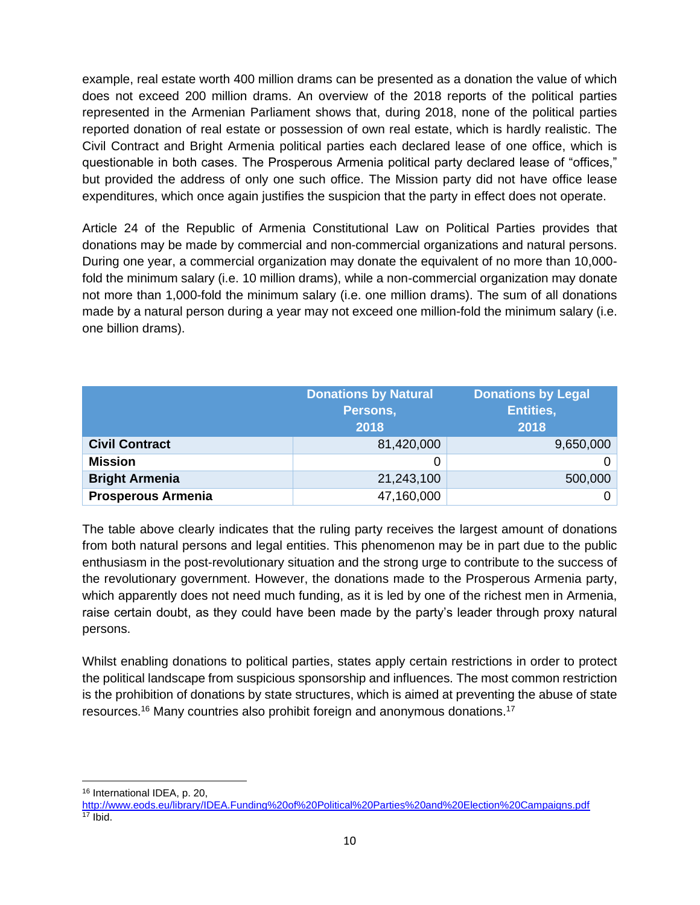example, real estate worth 400 million drams can be presented as a donation the value of which does not exceed 200 million drams. An overview of the 2018 reports of the political parties represented in the Armenian Parliament shows that, during 2018, none of the political parties reported donation of real estate or possession of own real estate, which is hardly realistic. The Civil Contract and Bright Armenia political parties each declared lease of one office, which is questionable in both cases. The Prosperous Armenia political party declared lease of "offices," but provided the address of only one such office. The Mission party did not have office lease expenditures, which once again justifies the suspicion that the party in effect does not operate.

Article 24 of the Republic of Armenia Constitutional Law on Political Parties provides that donations may be made by commercial and non-commercial organizations and natural persons. During one year, a commercial organization may donate the equivalent of no more than 10,000-fold the minimum salary (i.e. 10 million drams), while a non-commercial organization may donate not more than 1,000-fold the minimum salary (i.e. one million drams). The sum of all donations made by a natural person during a year may not exceed one million-fold the minimum salary (i.e. one billion drams).

| | Donations by Natural Persons, 2018 | Donations by Legal Entities, 2018 |
|---|---:|---:|
| **Civil Contract** | 81,420,000 | 9,650,000 |
| **Mission** | 0 | 0 |
| **Bright Armenia** | 21,243,100 | 500,000 |
| **Prosperous Armenia** | 47,160,000 | 0 |

The table above clearly indicates that the ruling party receives the largest amount of donations from both natural persons and legal entities. This phenomenon may be in part due to the public enthusiasm in the post-revolutionary situation and the strong urge to contribute to the success of the revolutionary government. However, the donations made to the Prosperous Armenia party, which apparently does not need much funding, as it is led by one of the richest men in Armenia, raise certain doubt, as they could have been made by the party's leader through proxy natural persons.

Whilst enabling donations to political parties, states apply certain restrictions in order to protect the political landscape from suspicious sponsorship and influences. The most common restriction is the prohibition of donations by state structures, which is aimed at preventing the abuse of state resources.[16] Many countries also prohibit foreign and anonymous donations.[17]

---

[16] International IDEA, p. 20, http://www.eods.eu/library/IDEA.Funding%20of%20Political%20Parties%20and%20Election%20Campaigns.pdf

[17] Ibid.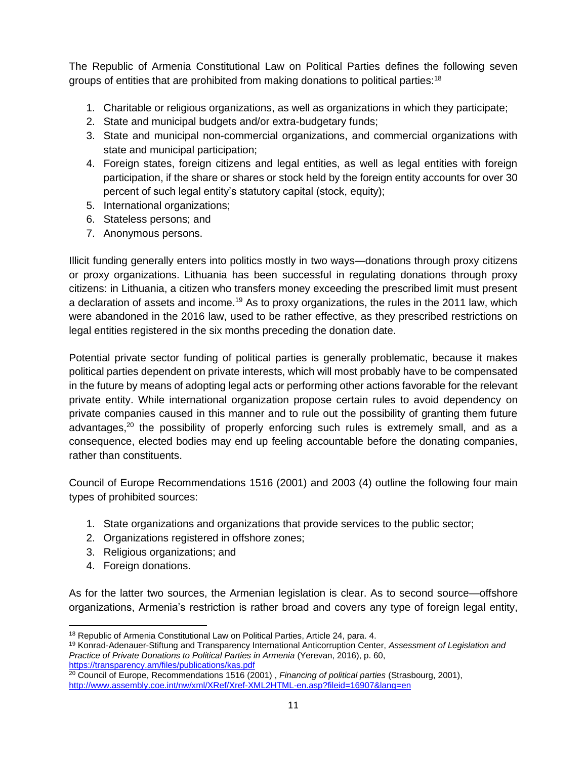The Republic of Armenia Constitutional Law on Political Parties defines the following seven groups of entities that are prohibited from making donations to political parties:[18]

1. Charitable or religious organizations, as well as organizations in which they participate;
2. State and municipal budgets and/or extra-budgetary funds;
3. State and municipal non-commercial organizations, and commercial organizations with state and municipal participation;
4. Foreign states, foreign citizens and legal entities, as well as legal entities with foreign participation, if the share or shares or stock held by the foreign entity accounts for over 30 percent of such legal entity's statutory capital (stock, equity);
5. International organizations;
6. Stateless persons; and
7. Anonymous persons.

Illicit funding generally enters into politics mostly in two ways—donations through proxy citizens or proxy organizations. Lithuania has been successful in regulating donations through proxy citizens: in Lithuania, a citizen who transfers money exceeding the prescribed limit must present a declaration of assets and income.[19] As to proxy organizations, the rules in the 2011 law, which were abandoned in the 2016 law, used to be rather effective, as they prescribed restrictions on legal entities registered in the six months preceding the donation date.

Potential private sector funding of political parties is generally problematic, because it makes political parties dependent on private interests, which will most probably have to be compensated in the future by means of adopting legal acts or performing other actions favorable for the relevant private entity. While international organization propose certain rules to avoid dependency on private companies caused in this manner and to rule out the possibility of granting them future advantages,[20] the possibility of properly enforcing such rules is extremely small, and as a consequence, elected bodies may end up feeling accountable before the donating companies, rather than constituents.

Council of Europe Recommendations 1516 (2001) and 2003 (4) outline the following four main types of prohibited sources:

1. State organizations and organizations that provide services to the public sector;
2. Organizations registered in offshore zones;
3. Religious organizations; and
4. Foreign donations.

As for the latter two sources, the Armenian legislation is clear. As to second source—offshore organizations, Armenia's restriction is rather broad and covers any type of foreign legal entity,

---

[18] Republic of Armenia Constitutional Law on Political Parties, Article 24, para. 4.

[19] Konrad-Adenauer-Stiftung and Transparency International Anticorruption Center, *Assessment of Legislation and Practice of Private Donations to Political Parties in Armenia* (Yerevan, 2016), p. 60, https://transparency.am/files/publications/kas.pdf

[20] Council of Europe, Recommendations 1516 (2001) , *Financing of political parties* (Strasbourg, 2001), http://www.assembly.coe.int/nw/xml/XRef/Xref-XML2HTML-en.asp?fileid=16907&lang=en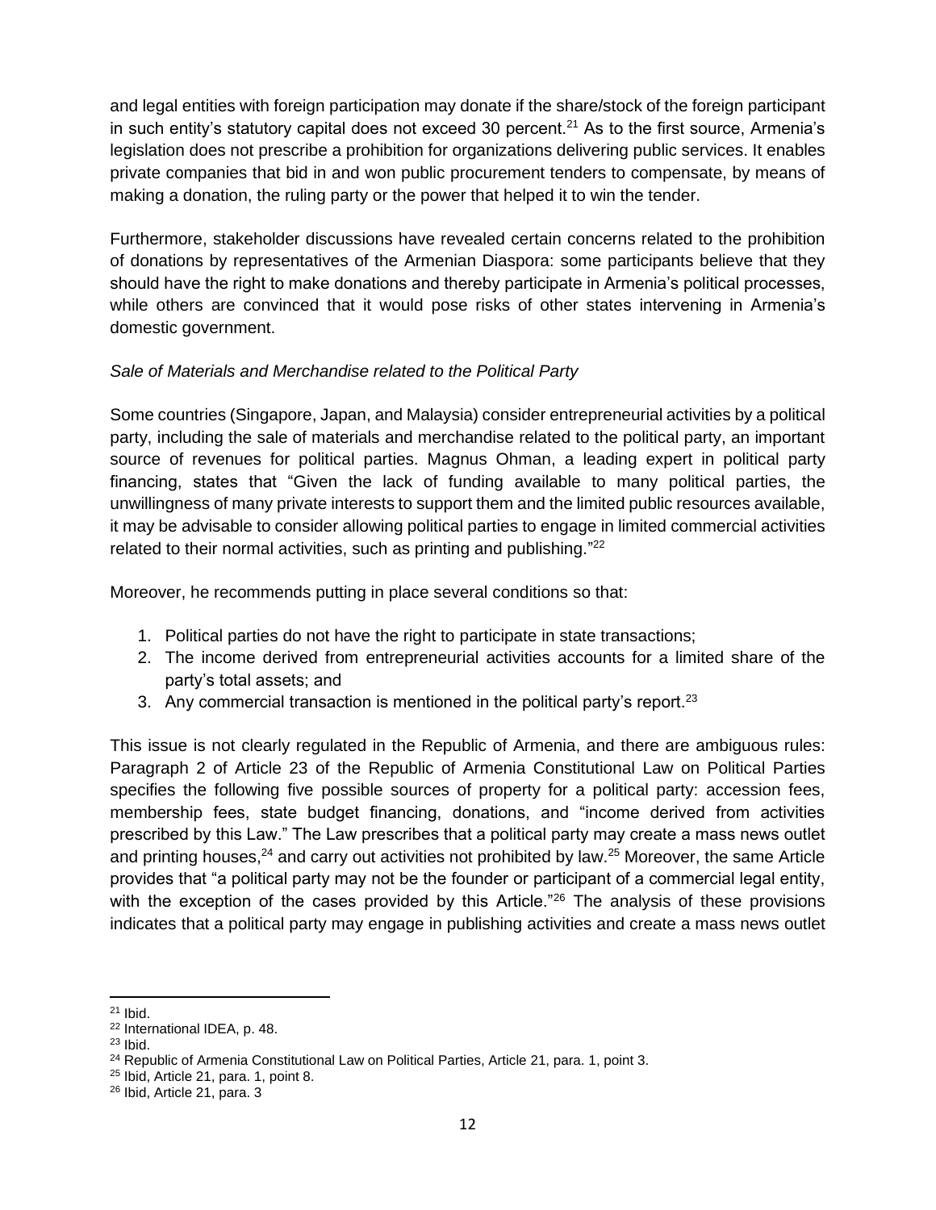and legal entities with foreign participation may donate if the share/stock of the foreign participant in such entity's statutory capital does not exceed 30 percent.[21] As to the first source, Armenia's legislation does not prescribe a prohibition for organizations delivering public services. It enables private companies that bid in and won public procurement tenders to compensate, by means of making a donation, the ruling party or the power that helped it to win the tender.

Furthermore, stakeholder discussions have revealed certain concerns related to the prohibition of donations by representatives of the Armenian Diaspora: some participants believe that they should have the right to make donations and thereby participate in Armenia's political processes, while others are convinced that it would pose risks of other states intervening in Armenia's domestic government.

*Sale of Materials and Merchandise related to the Political Party*

Some countries (Singapore, Japan, and Malaysia) consider entrepreneurial activities by a political party, including the sale of materials and merchandise related to the political party, an important source of revenues for political parties. Magnus Ohman, a leading expert in political party financing, states that "Given the lack of funding available to many political parties, the unwillingness of many private interests to support them and the limited public resources available, it may be advisable to consider allowing political parties to engage in limited commercial activities related to their normal activities, such as printing and publishing."[22]

Moreover, he recommends putting in place several conditions so that:

1. Political parties do not have the right to participate in state transactions;
2. The income derived from entrepreneurial activities accounts for a limited share of the party's total assets; and
3. Any commercial transaction is mentioned in the political party's report.[23]

This issue is not clearly regulated in the Republic of Armenia, and there are ambiguous rules: Paragraph 2 of Article 23 of the Republic of Armenia Constitutional Law on Political Parties specifies the following five possible sources of property for a political party: accession fees, membership fees, state budget financing, donations, and "income derived from activities prescribed by this Law." The Law prescribes that a political party may create a mass news outlet and printing houses,[24] and carry out activities not prohibited by law.[25] Moreover, the same Article provides that "a political party may not be the founder or participant of a commercial legal entity, with the exception of the cases provided by this Article."[26] The analysis of these provisions indicates that a political party may engage in publishing activities and create a mass news outlet

[21] Ibid.
[22] International IDEA, p. 48.
[23] Ibid.
[24] Republic of Armenia Constitutional Law on Political Parties, Article 21, para. 1, point 3.
[25] Ibid, Article 21, para. 1, point 8.
[26] Ibid, Article 21, para. 3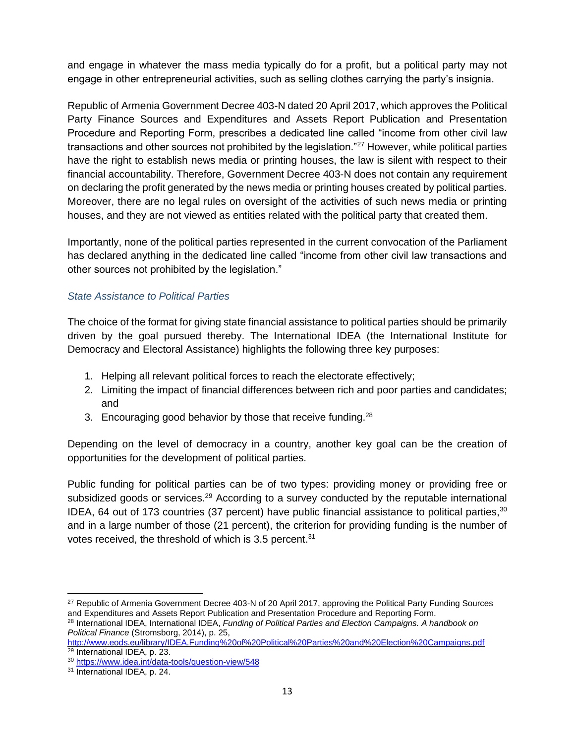and engage in whatever the mass media typically do for a profit, but a political party may not engage in other entrepreneurial activities, such as selling clothes carrying the party's insignia.

Republic of Armenia Government Decree 403-N dated 20 April 2017, which approves the Political Party Finance Sources and Expenditures and Assets Report Publication and Presentation Procedure and Reporting Form, prescribes a dedicated line called "income from other civil law transactions and other sources not prohibited by the legislation."[27] However, while political parties have the right to establish news media or printing houses, the law is silent with respect to their financial accountability. Therefore, Government Decree 403-N does not contain any requirement on declaring the profit generated by the news media or printing houses created by political parties. Moreover, there are no legal rules on oversight of the activities of such news media or printing houses, and they are not viewed as entities related with the political party that created them.

Importantly, none of the political parties represented in the current convocation of the Parliament has declared anything in the dedicated line called "income from other civil law transactions and other sources not prohibited by the legislation."

### *State Assistance to Political Parties*

The choice of the format for giving state financial assistance to political parties should be primarily driven by the goal pursued thereby. The International IDEA (the International Institute for Democracy and Electoral Assistance) highlights the following three key purposes:

1. Helping all relevant political forces to reach the electorate effectively;
2. Limiting the impact of financial differences between rich and poor parties and candidates; and
3. Encouraging good behavior by those that receive funding.[28]

Depending on the level of democracy in a country, another key goal can be the creation of opportunities for the development of political parties.

Public funding for political parties can be of two types: providing money or providing free or subsidized goods or services.[29] According to a survey conducted by the reputable international IDEA, 64 out of 173 countries (37 percent) have public financial assistance to political parties,[30] and in a large number of those (21 percent), the criterion for providing funding is the number of votes received, the threshold of which is 3.5 percent.[31]

---

[27] Republic of Armenia Government Decree 403-N of 20 April 2017, approving the Political Party Funding Sources and Expenditures and Assets Report Publication and Presentation Procedure and Reporting Form.

[28] International IDEA, International IDEA, *Funding of Political Parties and Election Campaigns. A handbook on Political Finance* (Stromsborg, 2014), p. 25, http://www.eods.eu/library/IDEA.Funding%20of%20Political%20Parties%20and%20Election%20Campaigns.pdf

[29] International IDEA, p. 23.

[30] https://www.idea.int/data-tools/question-view/548

[31] International IDEA, p. 24.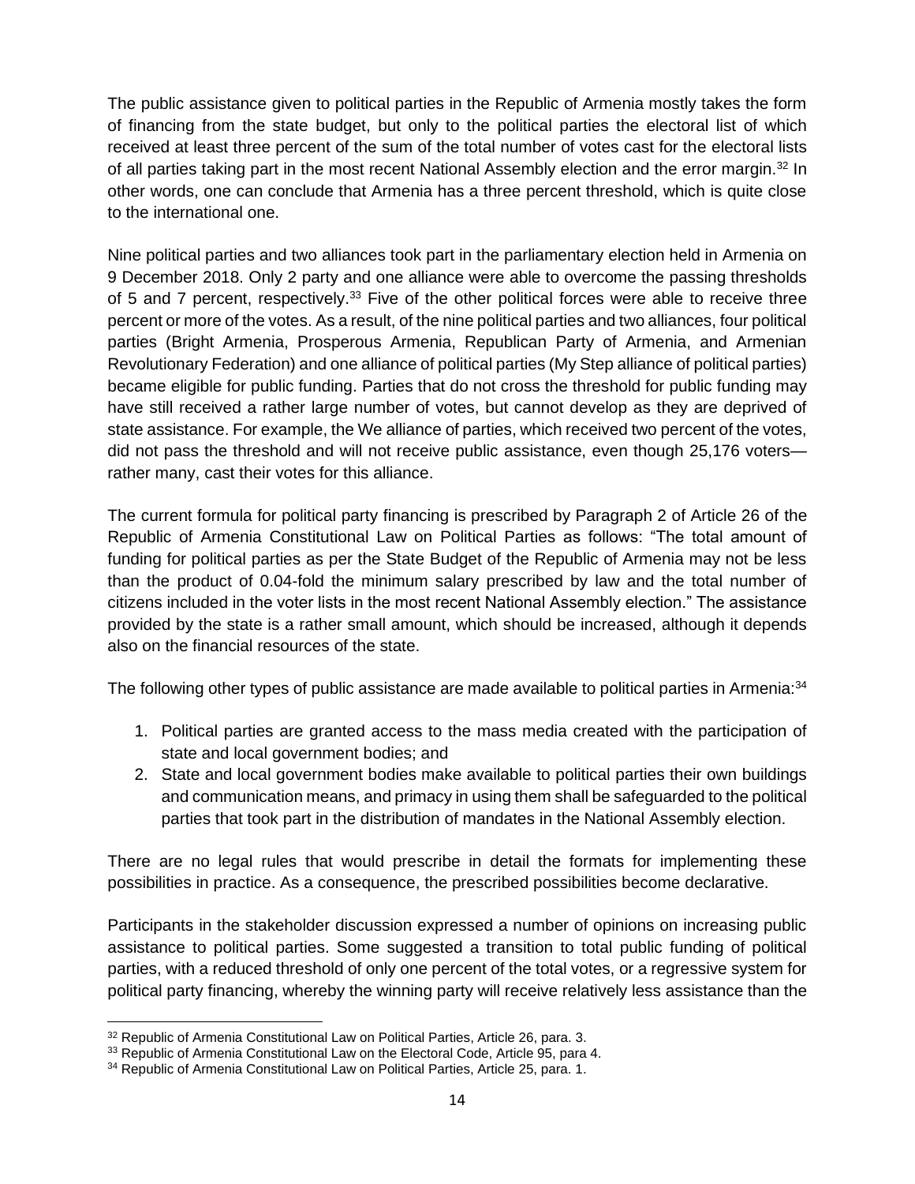The public assistance given to political parties in the Republic of Armenia mostly takes the form of financing from the state budget, but only to the political parties the electoral list of which received at least three percent of the sum of the total number of votes cast for the electoral lists of all parties taking part in the most recent National Assembly election and the error margin.[32] In other words, one can conclude that Armenia has a three percent threshold, which is quite close to the international one.

Nine political parties and two alliances took part in the parliamentary election held in Armenia on 9 December 2018. Only 2 party and one alliance were able to overcome the passing thresholds of 5 and 7 percent, respectively.[33] Five of the other political forces were able to receive three percent or more of the votes. As a result, of the nine political parties and two alliances, four political parties (Bright Armenia, Prosperous Armenia, Republican Party of Armenia, and Armenian Revolutionary Federation) and one alliance of political parties (My Step alliance of political parties) became eligible for public funding. Parties that do not cross the threshold for public funding may have still received a rather large number of votes, but cannot develop as they are deprived of state assistance. For example, the We alliance of parties, which received two percent of the votes, did not pass the threshold and will not receive public assistance, even though 25,176 voters—rather many, cast their votes for this alliance.

The current formula for political party financing is prescribed by Paragraph 2 of Article 26 of the Republic of Armenia Constitutional Law on Political Parties as follows: "The total amount of funding for political parties as per the State Budget of the Republic of Armenia may not be less than the product of 0.04-fold the minimum salary prescribed by law and the total number of citizens included in the voter lists in the most recent National Assembly election." The assistance provided by the state is a rather small amount, which should be increased, although it depends also on the financial resources of the state.

The following other types of public assistance are made available to political parties in Armenia:[34]

1. Political parties are granted access to the mass media created with the participation of state and local government bodies; and
2. State and local government bodies make available to political parties their own buildings and communication means, and primacy in using them shall be safeguarded to the political parties that took part in the distribution of mandates in the National Assembly election.

There are no legal rules that would prescribe in detail the formats for implementing these possibilities in practice. As a consequence, the prescribed possibilities become declarative.

Participants in the stakeholder discussion expressed a number of opinions on increasing public assistance to political parties. Some suggested a transition to total public funding of political parties, with a reduced threshold of only one percent of the total votes, or a regressive system for political party financing, whereby the winning party will receive relatively less assistance than the

---

[32] Republic of Armenia Constitutional Law on Political Parties, Article 26, para. 3.

[33] Republic of Armenia Constitutional Law on the Electoral Code, Article 95, para 4.

[34] Republic of Armenia Constitutional Law on Political Parties, Article 25, para. 1.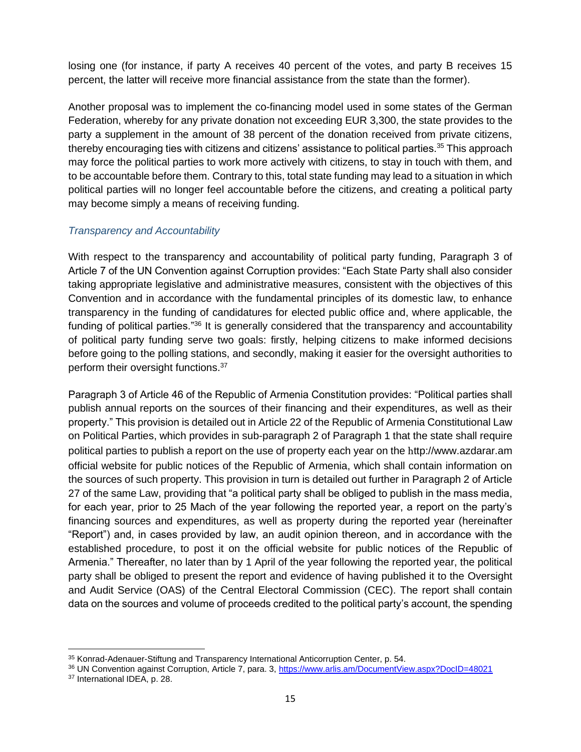losing one (for instance, if party A receives 40 percent of the votes, and party B receives 15 percent, the latter will receive more financial assistance from the state than the former).

Another proposal was to implement the co-financing model used in some states of the German Federation, whereby for any private donation not exceeding EUR 3,300, the state provides to the party a supplement in the amount of 38 percent of the donation received from private citizens, thereby encouraging ties with citizens and citizens' assistance to political parties.[35] This approach may force the political parties to work more actively with citizens, to stay in touch with them, and to be accountable before them. Contrary to this, total state funding may lead to a situation in which political parties will no longer feel accountable before the citizens, and creating a political party may become simply a means of receiving funding.

### *Transparency and Accountability*

With respect to the transparency and accountability of political party funding, Paragraph 3 of Article 7 of the UN Convention against Corruption provides: "Each State Party shall also consider taking appropriate legislative and administrative measures, consistent with the objectives of this Convention and in accordance with the fundamental principles of its domestic law, to enhance transparency in the funding of candidatures for elected public office and, where applicable, the funding of political parties."[36] It is generally considered that the transparency and accountability of political party funding serve two goals: firstly, helping citizens to make informed decisions before going to the polling stations, and secondly, making it easier for the oversight authorities to perform their oversight functions.[37]

Paragraph 3 of Article 46 of the Republic of Armenia Constitution provides: "Political parties shall publish annual reports on the sources of their financing and their expenditures, as well as their property." This provision is detailed out in Article 22 of the Republic of Armenia Constitutional Law on Political Parties, which provides in sub-paragraph 2 of Paragraph 1 that the state shall require political parties to publish a report on the use of property each year on the http://www.azdarar.am official website for public notices of the Republic of Armenia, which shall contain information on the sources of such property. This provision in turn is detailed out further in Paragraph 2 of Article 27 of the same Law, providing that "a political party shall be obliged to publish in the mass media, for each year, prior to 25 Mach of the year following the reported year, a report on the party's financing sources and expenditures, as well as property during the reported year (hereinafter "Report") and, in cases provided by law, an audit opinion thereon, and in accordance with the established procedure, to post it on the official website for public notices of the Republic of Armenia." Thereafter, no later than by 1 April of the year following the reported year, the political party shall be obliged to present the report and evidence of having published it to the Oversight and Audit Service (OAS) of the Central Electoral Commission (CEC). The report shall contain data on the sources and volume of proceeds credited to the political party's account, the spending

---

[35] Konrad-Adenauer-Stiftung and Transparency International Anticorruption Center, p. 54.

[36] UN Convention against Corruption, Article 7, para. 3, https://www.arlis.am/DocumentView.aspx?DocID=48021

[37] International IDEA, p. 28.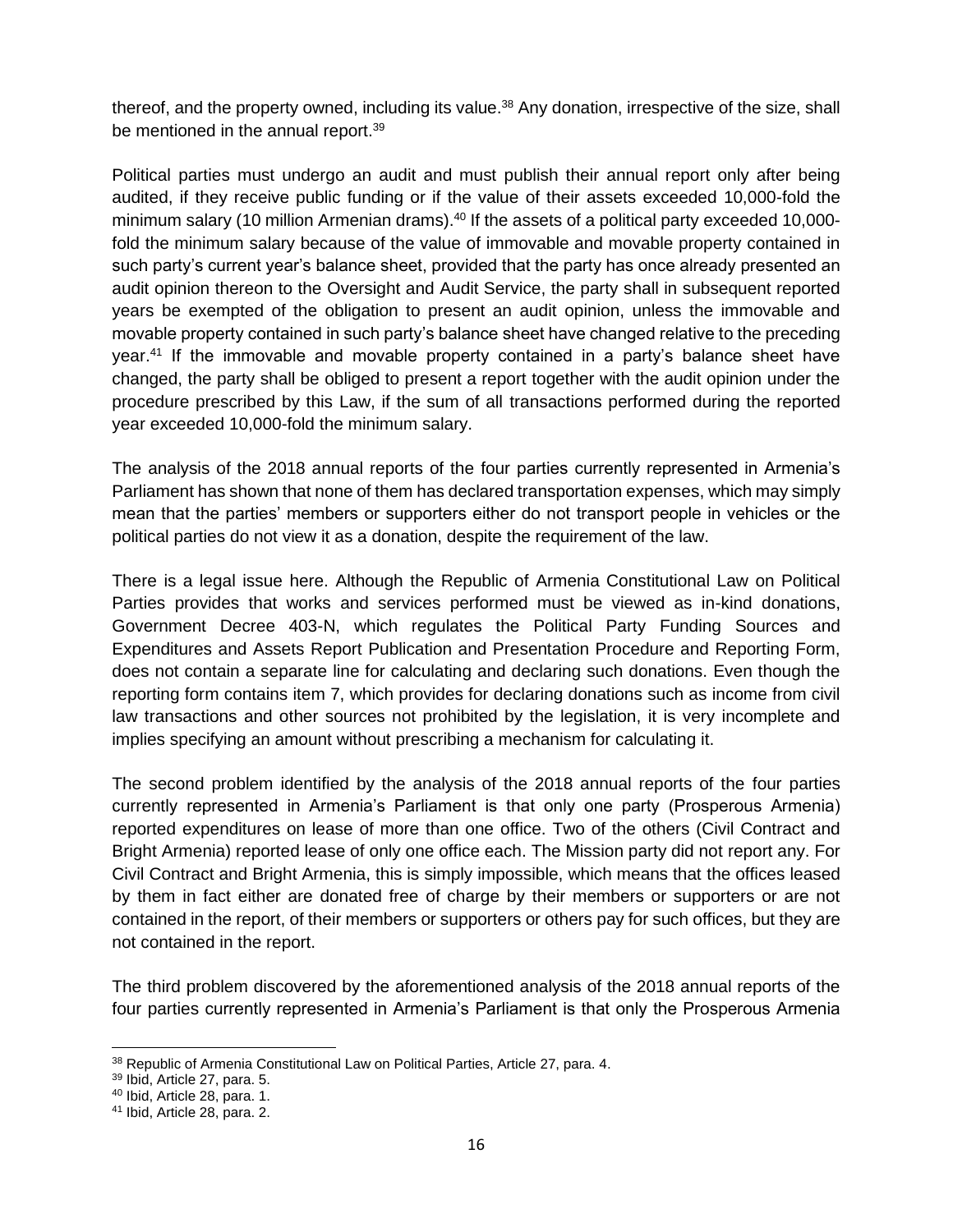thereof, and the property owned, including its value.[38] Any donation, irrespective of the size, shall be mentioned in the annual report.[39]

Political parties must undergo an audit and must publish their annual report only after being audited, if they receive public funding or if the value of their assets exceeded 10,000-fold the minimum salary (10 million Armenian drams).[40] If the assets of a political party exceeded 10,000-fold the minimum salary because of the value of immovable and movable property contained in such party's current year's balance sheet, provided that the party has once already presented an audit opinion thereon to the Oversight and Audit Service, the party shall in subsequent reported years be exempted of the obligation to present an audit opinion, unless the immovable and movable property contained in such party's balance sheet have changed relative to the preceding year.[41] If the immovable and movable property contained in a party's balance sheet have changed, the party shall be obliged to present a report together with the audit opinion under the procedure prescribed by this Law, if the sum of all transactions performed during the reported year exceeded 10,000-fold the minimum salary.

The analysis of the 2018 annual reports of the four parties currently represented in Armenia's Parliament has shown that none of them has declared transportation expenses, which may simply mean that the parties' members or supporters either do not transport people in vehicles or the political parties do not view it as a donation, despite the requirement of the law.

There is a legal issue here. Although the Republic of Armenia Constitutional Law on Political Parties provides that works and services performed must be viewed as in-kind donations, Government Decree 403-N, which regulates the Political Party Funding Sources and Expenditures and Assets Report Publication and Presentation Procedure and Reporting Form, does not contain a separate line for calculating and declaring such donations. Even though the reporting form contains item 7, which provides for declaring donations such as income from civil law transactions and other sources not prohibited by the legislation, it is very incomplete and implies specifying an amount without prescribing a mechanism for calculating it.

The second problem identified by the analysis of the 2018 annual reports of the four parties currently represented in Armenia's Parliament is that only one party (Prosperous Armenia) reported expenditures on lease of more than one office. Two of the others (Civil Contract and Bright Armenia) reported lease of only one office each. The Mission party did not report any. For Civil Contract and Bright Armenia, this is simply impossible, which means that the offices leased by them in fact either are donated free of charge by their members or supporters or are not contained in the report, of their members or supporters or others pay for such offices, but they are not contained in the report.

The third problem discovered by the aforementioned analysis of the 2018 annual reports of the four parties currently represented in Armenia's Parliament is that only the Prosperous Armenia

[38] Republic of Armenia Constitutional Law on Political Parties, Article 27, para. 4.

[39] Ibid, Article 27, para. 5.

[40] Ibid, Article 28, para. 1.

[41] Ibid, Article 28, para. 2.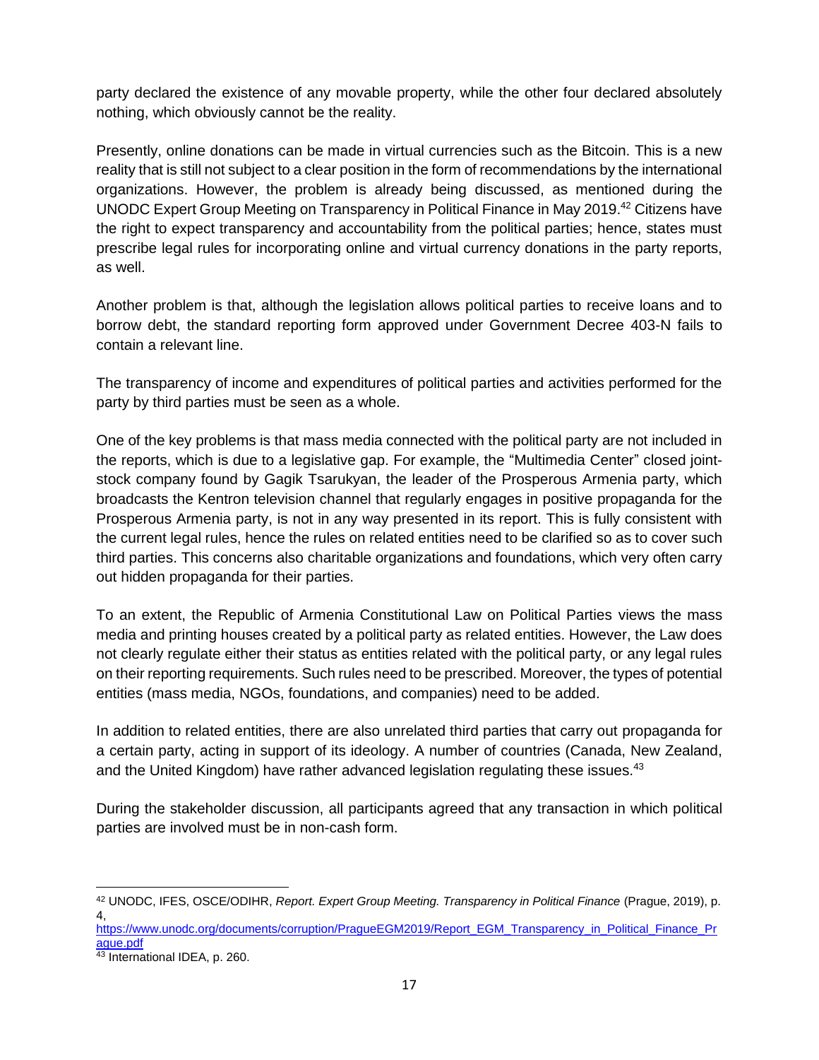party declared the existence of any movable property, while the other four declared absolutely nothing, which obviously cannot be the reality.

Presently, online donations can be made in virtual currencies such as the Bitcoin. This is a new reality that is still not subject to a clear position in the form of recommendations by the international organizations. However, the problem is already being discussed, as mentioned during the UNODC Expert Group Meeting on Transparency in Political Finance in May 2019.[42] Citizens have the right to expect transparency and accountability from the political parties; hence, states must prescribe legal rules for incorporating online and virtual currency donations in the party reports, as well.

Another problem is that, although the legislation allows political parties to receive loans and to borrow debt, the standard reporting form approved under Government Decree 403-N fails to contain a relevant line.

The transparency of income and expenditures of political parties and activities performed for the party by third parties must be seen as a whole.

One of the key problems is that mass media connected with the political party are not included in the reports, which is due to a legislative gap. For example, the "Multimedia Center" closed joint-stock company found by Gagik Tsarukyan, the leader of the Prosperous Armenia party, which broadcasts the Kentron television channel that regularly engages in positive propaganda for the Prosperous Armenia party, is not in any way presented in its report. This is fully consistent with the current legal rules, hence the rules on related entities need to be clarified so as to cover such third parties. This concerns also charitable organizations and foundations, which very often carry out hidden propaganda for their parties.

To an extent, the Republic of Armenia Constitutional Law on Political Parties views the mass media and printing houses created by a political party as related entities. However, the Law does not clearly regulate either their status as entities related with the political party, or any legal rules on their reporting requirements. Such rules need to be prescribed. Moreover, the types of potential entities (mass media, NGOs, foundations, and companies) need to be added.

In addition to related entities, there are also unrelated third parties that carry out propaganda for a certain party, acting in support of its ideology. A number of countries (Canada, New Zealand, and the United Kingdom) have rather advanced legislation regulating these issues.[43]

During the stakeholder discussion, all participants agreed that any transaction in which political parties are involved must be in non-cash form.

---

[42] UNODC, IFES, OSCE/ODIHR, *Report. Expert Group Meeting. Transparency in Political Finance* (Prague, 2019), p. 4, https://www.unodc.org/documents/corruption/PragueEGM2019/Report_EGM_Transparency_in_Political_Finance_Prague.pdf

[43] International IDEA, p. 260.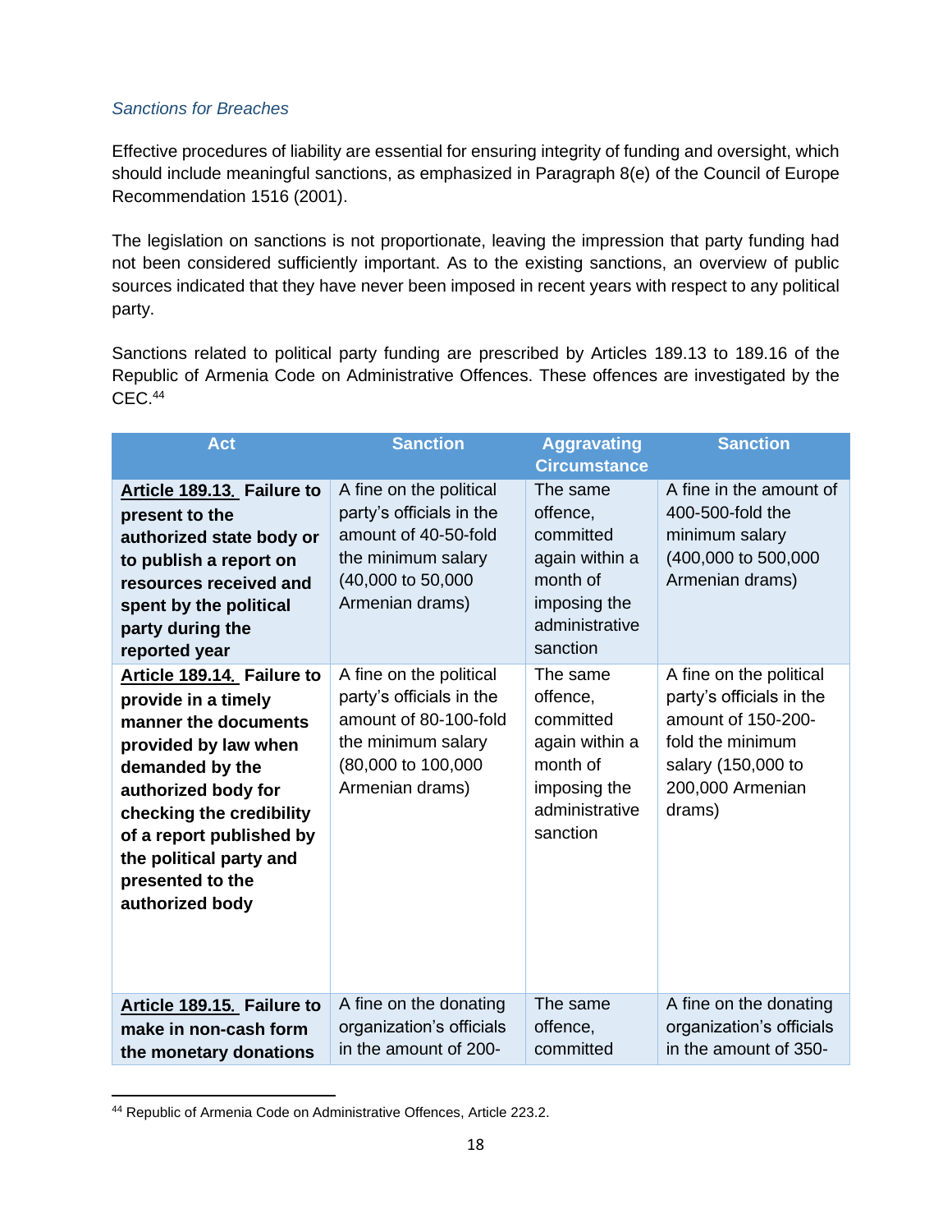*Sanctions for Breaches*

Effective procedures of liability are essential for ensuring integrity of funding and oversight, which should include meaningful sanctions, as emphasized in Paragraph 8(e) of the Council of Europe Recommendation 1516 (2001).

The legislation on sanctions is not proportionate, leaving the impression that party funding had not been considered sufficiently important. As to the existing sanctions, an overview of public sources indicated that they have never been imposed in recent years with respect to any political party.

Sanctions related to political party funding are prescribed by Articles 189.13 to 189.16 of the Republic of Armenia Code on Administrative Offences. These offences are investigated by the CEC.[44]

| Act | Sanction | Aggravating Circumstance | Sanction |
|---|---|---|---|
| **Article 189.13. Failure to present to the authorized state body or to publish a report on resources received and spent by the political party during the reported year** | A fine on the political party's officials in the amount of 40-50-fold the minimum salary (40,000 to 50,000 Armenian drams) | The same offence, committed again within a month of imposing the administrative sanction | A fine in the amount of 400-500-fold the minimum salary (400,000 to 500,000 Armenian drams) |
| **Article 189.14. Failure to provide in a timely manner the documents provided by law when demanded by the authorized body for checking the credibility of a report published by the political party and presented to the authorized body** | A fine on the political party's officials in the amount of 80-100-fold the minimum salary (80,000 to 100,000 Armenian drams) | The same offence, committed again within a month of imposing the administrative sanction | A fine on the political party's officials in the amount of 150-200-fold the minimum salary (150,000 to 200,000 Armenian drams) |
| **Article 189.15. Failure to make in non-cash form the monetary donations** | A fine on the donating organization's officials in the amount of 200- | The same offence, committed | A fine on the donating organization's officials in the amount of 350- |

[44] Republic of Armenia Code on Administrative Offences, Article 223.2.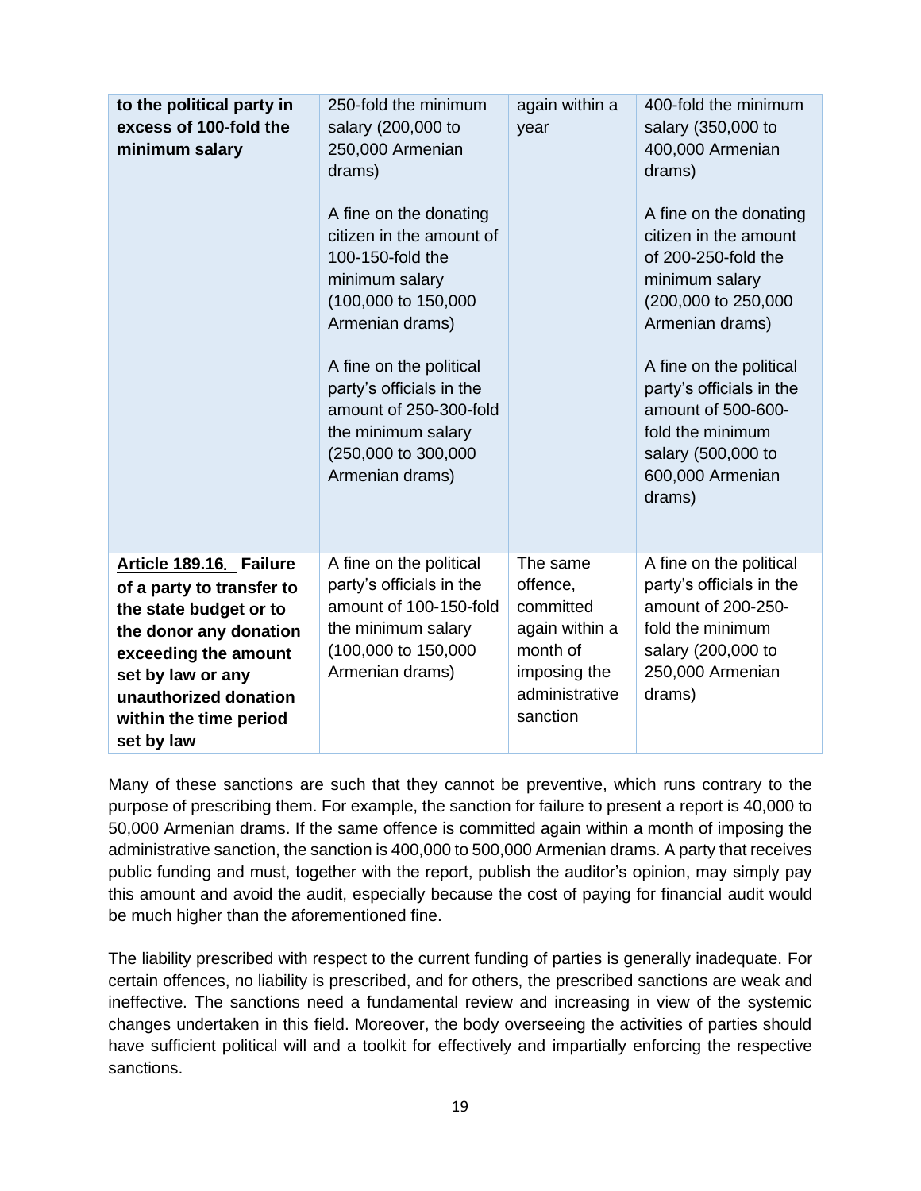| | | | |
|---|---|---|---|
| **to the political party in excess of 100-fold the minimum salary** | 250-fold the minimum salary (200,000 to 250,000 Armenian drams)<br><br>A fine on the donating citizen in the amount of 100-150-fold the minimum salary (100,000 to 150,000 Armenian drams)<br><br>A fine on the political party's officials in the amount of 250-300-fold the minimum salary (250,000 to 300,000 Armenian drams) | again within a year | 400-fold the minimum salary (350,000 to 400,000 Armenian drams)<br><br>A fine on the donating citizen in the amount of 200-250-fold the minimum salary (200,000 to 250,000 Armenian drams)<br><br>A fine on the political party's officials in the amount of 500-600-fold the minimum salary (500,000 to 600,000 Armenian drams) |
| **Article 189.16. Failure of a party to transfer to the state budget or to the donor any donation exceeding the amount set by law or any unauthorized donation within the time period set by law** | A fine on the political party's officials in the amount of 100-150-fold the minimum salary (100,000 to 150,000 Armenian drams) | The same offence, committed again within a month of imposing the administrative sanction | A fine on the political party's officials in the amount of 200-250-fold the minimum salary (200,000 to 250,000 Armenian drams) |

Many of these sanctions are such that they cannot be preventive, which runs contrary to the purpose of prescribing them. For example, the sanction for failure to present a report is 40,000 to 50,000 Armenian drams. If the same offence is committed again within a month of imposing the administrative sanction, the sanction is 400,000 to 500,000 Armenian drams. A party that receives public funding and must, together with the report, publish the auditor's opinion, may simply pay this amount and avoid the audit, especially because the cost of paying for financial audit would be much higher than the aforementioned fine.

The liability prescribed with respect to the current funding of parties is generally inadequate. For certain offences, no liability is prescribed, and for others, the prescribed sanctions are weak and ineffective. The sanctions need a fundamental review and increasing in view of the systemic changes undertaken in this field. Moreover, the body overseeing the activities of parties should have sufficient political will and a toolkit for effectively and impartially enforcing the respective sanctions.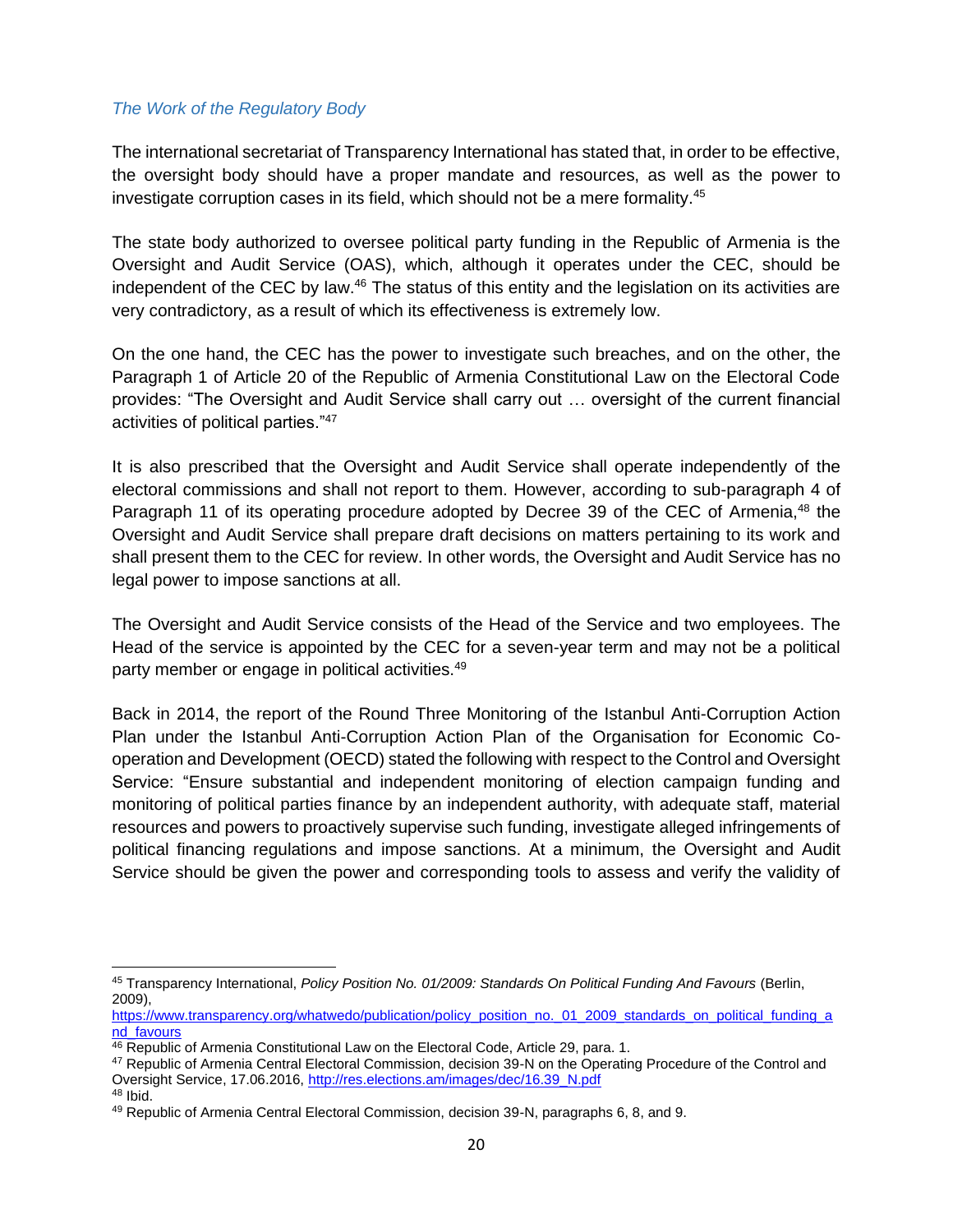### *The Work of the Regulatory Body*

The international secretariat of Transparency International has stated that, in order to be effective, the oversight body should have a proper mandate and resources, as well as the power to investigate corruption cases in its field, which should not be a mere formality.[45]

The state body authorized to oversee political party funding in the Republic of Armenia is the Oversight and Audit Service (OAS), which, although it operates under the CEC, should be independent of the CEC by law.[46] The status of this entity and the legislation on its activities are very contradictory, as a result of which its effectiveness is extremely low.

On the one hand, the CEC has the power to investigate such breaches, and on the other, the Paragraph 1 of Article 20 of the Republic of Armenia Constitutional Law on the Electoral Code provides: "The Oversight and Audit Service shall carry out … oversight of the current financial activities of political parties."[47]

It is also prescribed that the Oversight and Audit Service shall operate independently of the electoral commissions and shall not report to them. However, according to sub-paragraph 4 of Paragraph 11 of its operating procedure adopted by Decree 39 of the CEC of Armenia,[48] the Oversight and Audit Service shall prepare draft decisions on matters pertaining to its work and shall present them to the CEC for review. In other words, the Oversight and Audit Service has no legal power to impose sanctions at all.

The Oversight and Audit Service consists of the Head of the Service and two employees. The Head of the service is appointed by the CEC for a seven-year term and may not be a political party member or engage in political activities.[49]

Back in 2014, the report of the Round Three Monitoring of the Istanbul Anti-Corruption Action Plan under the Istanbul Anti-Corruption Action Plan of the Organisation for Economic Co-operation and Development (OECD) stated the following with respect to the Control and Oversight Service: "Ensure substantial and independent monitoring of election campaign funding and monitoring of political parties finance by an independent authority, with adequate staff, material resources and powers to proactively supervise such funding, investigate alleged infringements of political financing regulations and impose sanctions. At a minimum, the Oversight and Audit Service should be given the power and corresponding tools to assess and verify the validity of

---

[45] Transparency International, *Policy Position No. 01/2009: Standards On Political Funding And Favours* (Berlin, 2009), https://www.transparency.org/whatwedo/publication/policy_position_no._01_2009_standards_on_political_funding_and_favours

[46] Republic of Armenia Constitutional Law on the Electoral Code, Article 29, para. 1.

[47] Republic of Armenia Central Electoral Commission, decision 39-N on the Operating Procedure of the Control and Oversight Service, 17.06.2016, http://res.elections.am/images/dec/16.39_N.pdf

[48] Ibid.

[49] Republic of Armenia Central Electoral Commission, decision 39-N, paragraphs 6, 8, and 9.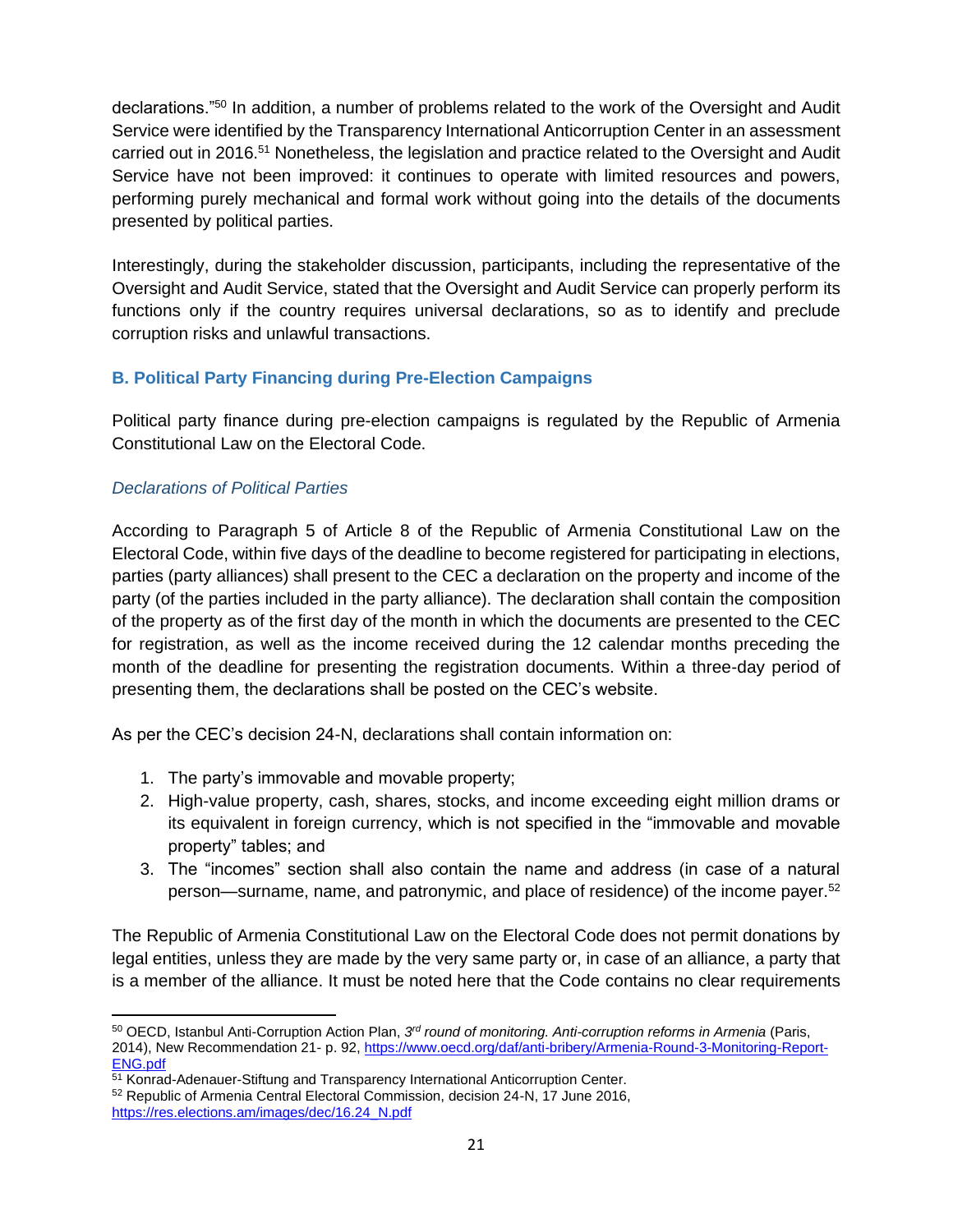declarations."[50] In addition, a number of problems related to the work of the Oversight and Audit Service were identified by the Transparency International Anticorruption Center in an assessment carried out in 2016.[51] Nonetheless, the legislation and practice related to the Oversight and Audit Service have not been improved: it continues to operate with limited resources and powers, performing purely mechanical and formal work without going into the details of the documents presented by political parties.

Interestingly, during the stakeholder discussion, participants, including the representative of the Oversight and Audit Service, stated that the Oversight and Audit Service can properly perform its functions only if the country requires universal declarations, so as to identify and preclude corruption risks and unlawful transactions.

### B. Political Party Financing during Pre-Election Campaigns

Political party finance during pre-election campaigns is regulated by the Republic of Armenia Constitutional Law on the Electoral Code.

#### *Declarations of Political Parties*

According to Paragraph 5 of Article 8 of the Republic of Armenia Constitutional Law on the Electoral Code, within five days of the deadline to become registered for participating in elections, parties (party alliances) shall present to the CEC a declaration on the property and income of the party (of the parties included in the party alliance). The declaration shall contain the composition of the property as of the first day of the month in which the documents are presented to the CEC for registration, as well as the income received during the 12 calendar months preceding the month of the deadline for presenting the registration documents. Within a three-day period of presenting them, the declarations shall be posted on the CEC's website.

As per the CEC's decision 24-N, declarations shall contain information on:

1. The party's immovable and movable property;
2. High-value property, cash, shares, stocks, and income exceeding eight million drams or its equivalent in foreign currency, which is not specified in the "immovable and movable property" tables; and
3. The "incomes" section shall also contain the name and address (in case of a natural person—surname, name, and patronymic, and place of residence) of the income payer.[52]

The Republic of Armenia Constitutional Law on the Electoral Code does not permit donations by legal entities, unless they are made by the very same party or, in case of an alliance, a party that is a member of the alliance. It must be noted here that the Code contains no clear requirements

---

[50] OECD, Istanbul Anti-Corruption Action Plan, *3rd round of monitoring. Anti-corruption reforms in Armenia* (Paris, 2014), New Recommendation 21- p. 92, https://www.oecd.org/daf/anti-bribery/Armenia-Round-3-Monitoring-Report-ENG.pdf

[51] Konrad-Adenauer-Stiftung and Transparency International Anticorruption Center.

[52] Republic of Armenia Central Electoral Commission, decision 24-N, 17 June 2016, https://res.elections.am/images/dec/16.24_N.pdf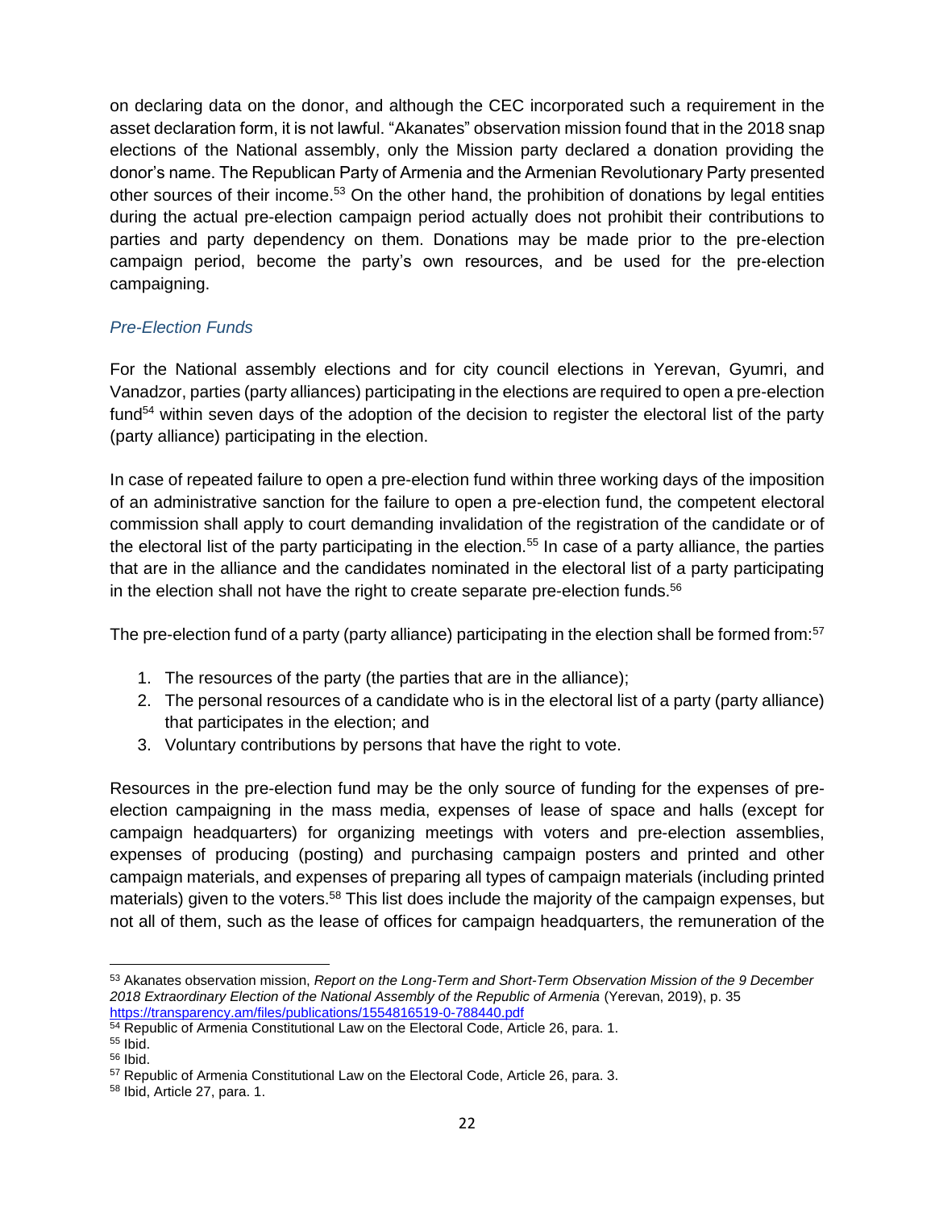on declaring data on the donor, and although the CEC incorporated such a requirement in the asset declaration form, it is not lawful. "Akanates" observation mission found that in the 2018 snap elections of the National assembly, only the Mission party declared a donation providing the donor's name. The Republican Party of Armenia and the Armenian Revolutionary Party presented other sources of their income.[53] On the other hand, the prohibition of donations by legal entities during the actual pre-election campaign period actually does not prohibit their contributions to parties and party dependency on them. Donations may be made prior to the pre-election campaign period, become the party's own resources, and be used for the pre-election campaigning.

### *Pre-Election Funds*

For the National assembly elections and for city council elections in Yerevan, Gyumri, and Vanadzor, parties (party alliances) participating in the elections are required to open a pre-election fund[54] within seven days of the adoption of the decision to register the electoral list of the party (party alliance) participating in the election.

In case of repeated failure to open a pre-election fund within three working days of the imposition of an administrative sanction for the failure to open a pre-election fund, the competent electoral commission shall apply to court demanding invalidation of the registration of the candidate or of the electoral list of the party participating in the election.[55] In case of a party alliance, the parties that are in the alliance and the candidates nominated in the electoral list of a party participating in the election shall not have the right to create separate pre-election funds.[56]

The pre-election fund of a party (party alliance) participating in the election shall be formed from:[57]

1. The resources of the party (the parties that are in the alliance);
2. The personal resources of a candidate who is in the electoral list of a party (party alliance) that participates in the election; and
3. Voluntary contributions by persons that have the right to vote.

Resources in the pre-election fund may be the only source of funding for the expenses of pre-election campaigning in the mass media, expenses of lease of space and halls (except for campaign headquarters) for organizing meetings with voters and pre-election assemblies, expenses of producing (posting) and purchasing campaign posters and printed and other campaign materials, and expenses of preparing all types of campaign materials (including printed materials) given to the voters.[58] This list does include the majority of the campaign expenses, but not all of them, such as the lease of offices for campaign headquarters, the remuneration of the

---

[53] Akanates observation mission, *Report on the Long-Term and Short-Term Observation Mission of the 9 December 2018 Extraordinary Election of the National Assembly of the Republic of Armenia* (Yerevan, 2019), p. 35 https://transparency.am/files/publications/1554816519-0-788440.pdf

[54] Republic of Armenia Constitutional Law on the Electoral Code, Article 26, para. 1.

[55] Ibid.

[56] Ibid.

[57] Republic of Armenia Constitutional Law on the Electoral Code, Article 26, para. 3.

[58] Ibid, Article 27, para. 1.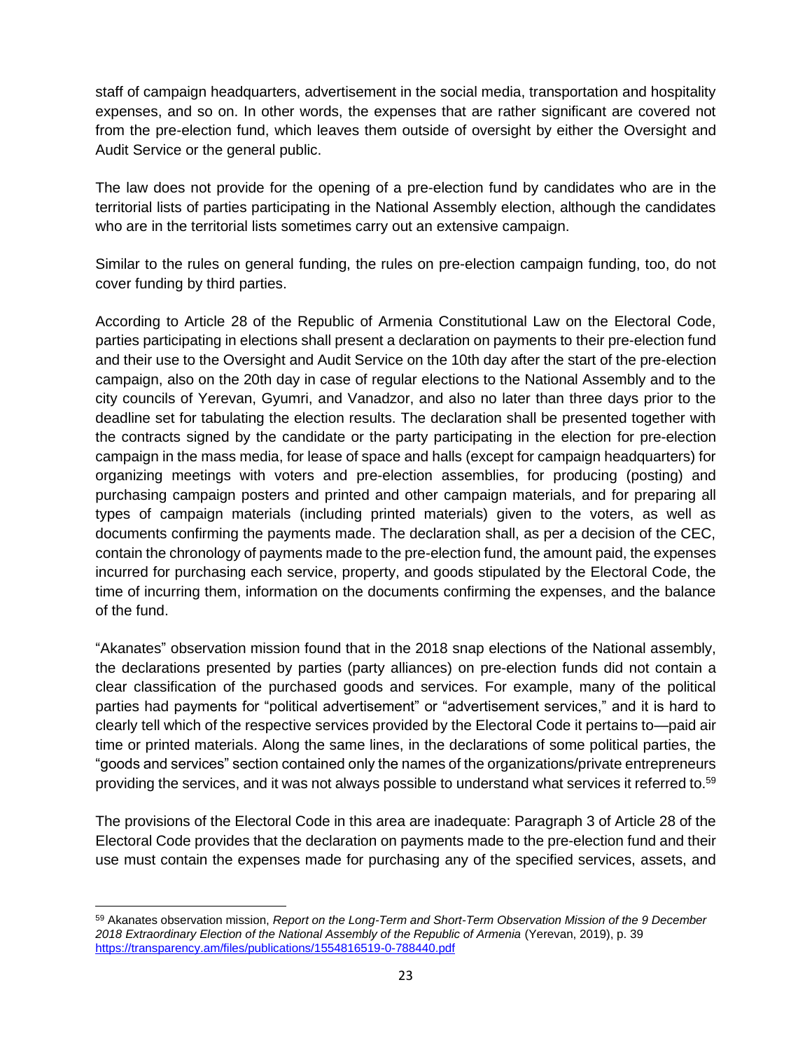staff of campaign headquarters, advertisement in the social media, transportation and hospitality expenses, and so on. In other words, the expenses that are rather significant are covered not from the pre-election fund, which leaves them outside of oversight by either the Oversight and Audit Service or the general public.

The law does not provide for the opening of a pre-election fund by candidates who are in the territorial lists of parties participating in the National Assembly election, although the candidates who are in the territorial lists sometimes carry out an extensive campaign.

Similar to the rules on general funding, the rules on pre-election campaign funding, too, do not cover funding by third parties.

According to Article 28 of the Republic of Armenia Constitutional Law on the Electoral Code, parties participating in elections shall present a declaration on payments to their pre-election fund and their use to the Oversight and Audit Service on the 10th day after the start of the pre-election campaign, also on the 20th day in case of regular elections to the National Assembly and to the city councils of Yerevan, Gyumri, and Vanadzor, and also no later than three days prior to the deadline set for tabulating the election results. The declaration shall be presented together with the contracts signed by the candidate or the party participating in the election for pre-election campaign in the mass media, for lease of space and halls (except for campaign headquarters) for organizing meetings with voters and pre-election assemblies, for producing (posting) and purchasing campaign posters and printed and other campaign materials, and for preparing all types of campaign materials (including printed materials) given to the voters, as well as documents confirming the payments made. The declaration shall, as per a decision of the CEC, contain the chronology of payments made to the pre-election fund, the amount paid, the expenses incurred for purchasing each service, property, and goods stipulated by the Electoral Code, the time of incurring them, information on the documents confirming the expenses, and the balance of the fund.

"Akanates" observation mission found that in the 2018 snap elections of the National assembly, the declarations presented by parties (party alliances) on pre-election funds did not contain a clear classification of the purchased goods and services. For example, many of the political parties had payments for "political advertisement" or "advertisement services," and it is hard to clearly tell which of the respective services provided by the Electoral Code it pertains to—paid air time or printed materials. Along the same lines, in the declarations of some political parties, the "goods and services" section contained only the names of the organizations/private entrepreneurs providing the services, and it was not always possible to understand what services it referred to.[59]

The provisions of the Electoral Code in this area are inadequate: Paragraph 3 of Article 28 of the Electoral Code provides that the declaration on payments made to the pre-election fund and their use must contain the expenses made for purchasing any of the specified services, assets, and

---

[59] Akanates observation mission, *Report on the Long-Term and Short-Term Observation Mission of the 9 December 2018 Extraordinary Election of the National Assembly of the Republic of Armenia* (Yerevan, 2019), p. 39 https://transparency.am/files/publications/1554816519-0-788440.pdf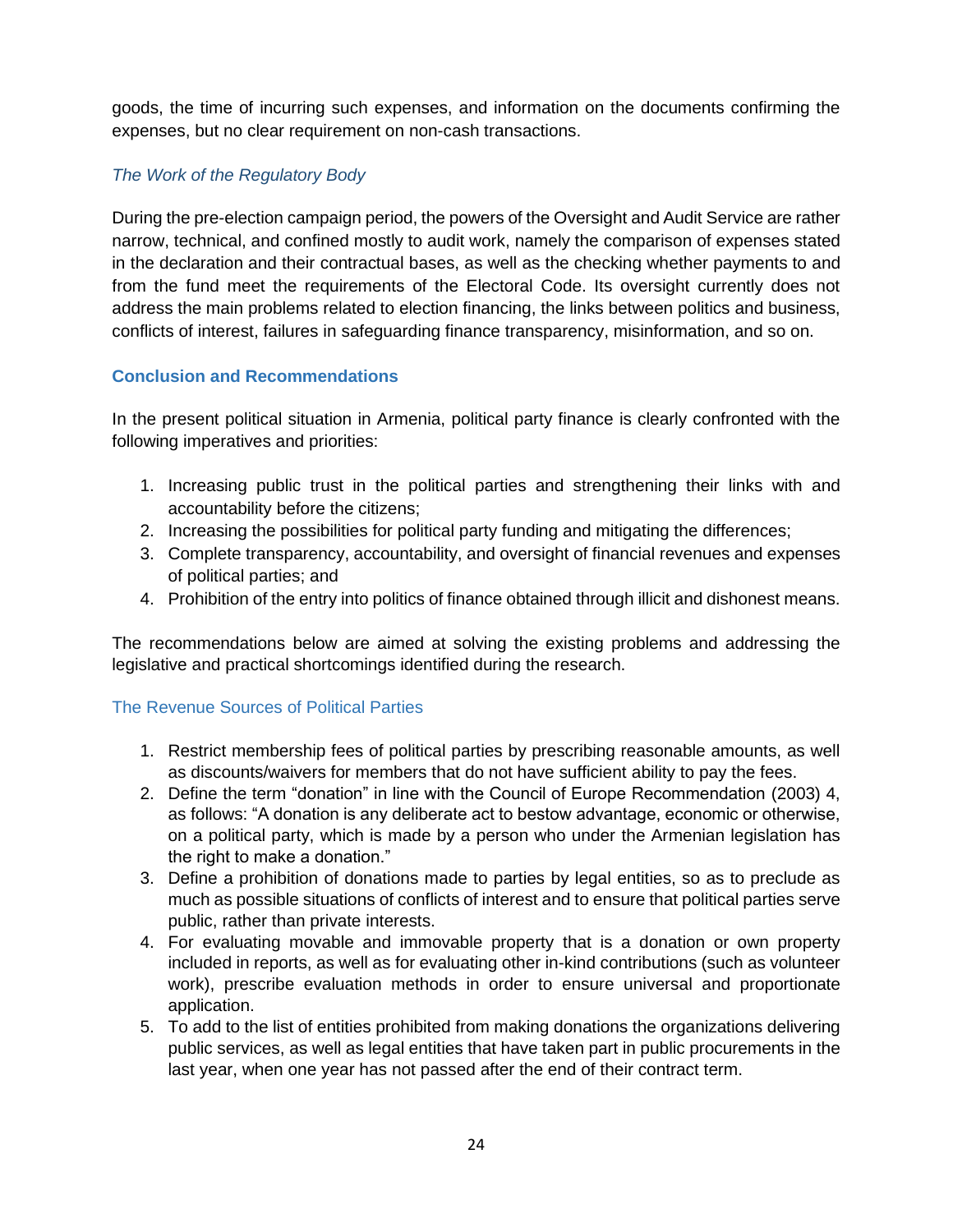goods, the time of incurring such expenses, and information on the documents confirming the expenses, but no clear requirement on non-cash transactions.

### *The Work of the Regulatory Body*

During the pre-election campaign period, the powers of the Oversight and Audit Service are rather narrow, technical, and confined mostly to audit work, namely the comparison of expenses stated in the declaration and their contractual bases, as well as the checking whether payments to and from the fund meet the requirements of the Electoral Code. Its oversight currently does not address the main problems related to election financing, the links between politics and business, conflicts of interest, failures in safeguarding finance transparency, misinformation, and so on.

## **Conclusion and Recommendations**

In the present political situation in Armenia, political party finance is clearly confronted with the following imperatives and priorities:

1. Increasing public trust in the political parties and strengthening their links with and accountability before the citizens;
2. Increasing the possibilities for political party funding and mitigating the differences;
3. Complete transparency, accountability, and oversight of financial revenues and expenses of political parties; and
4. Prohibition of the entry into politics of finance obtained through illicit and dishonest means.

The recommendations below are aimed at solving the existing problems and addressing the legislative and practical shortcomings identified during the research.

### The Revenue Sources of Political Parties

1. Restrict membership fees of political parties by prescribing reasonable amounts, as well as discounts/waivers for members that do not have sufficient ability to pay the fees.
2. Define the term "donation" in line with the Council of Europe Recommendation (2003) 4, as follows: "A donation is any deliberate act to bestow advantage, economic or otherwise, on a political party, which is made by a person who under the Armenian legislation has the right to make a donation."
3. Define a prohibition of donations made to parties by legal entities, so as to preclude as much as possible situations of conflicts of interest and to ensure that political parties serve public, rather than private interests.
4. For evaluating movable and immovable property that is a donation or own property included in reports, as well as for evaluating other in-kind contributions (such as volunteer work), prescribe evaluation methods in order to ensure universal and proportionate application.
5. To add to the list of entities prohibited from making donations the organizations delivering public services, as well as legal entities that have taken part in public procurements in the last year, when one year has not passed after the end of their contract term.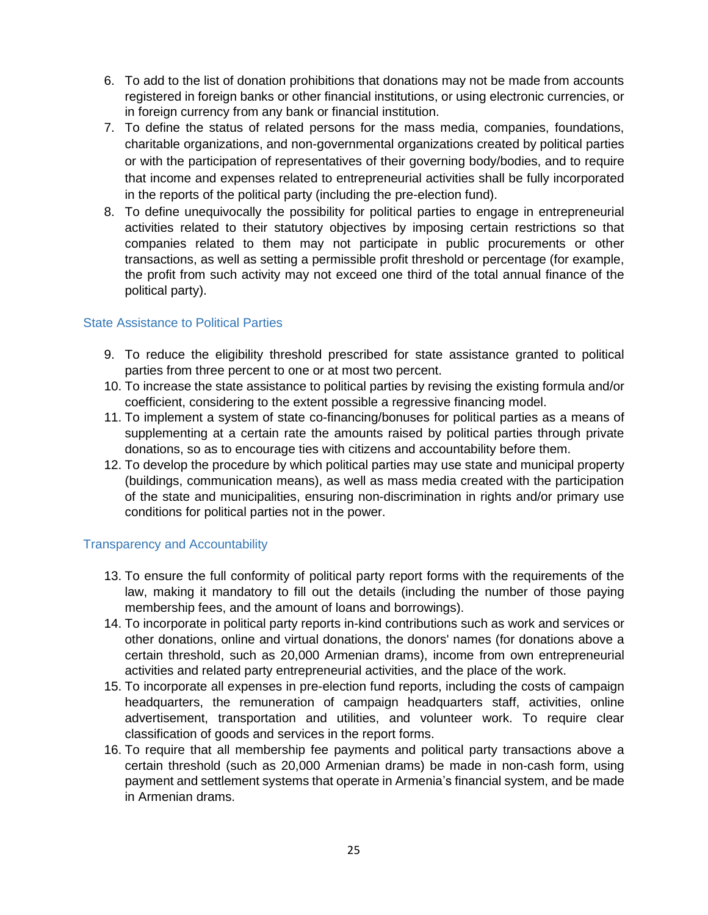6. To add to the list of donation prohibitions that donations may not be made from accounts registered in foreign banks or other financial institutions, or using electronic currencies, or in foreign currency from any bank or financial institution.
7. To define the status of related persons for the mass media, companies, foundations, charitable organizations, and non-governmental organizations created by political parties or with the participation of representatives of their governing body/bodies, and to require that income and expenses related to entrepreneurial activities shall be fully incorporated in the reports of the political party (including the pre-election fund).
8. To define unequivocally the possibility for political parties to engage in entrepreneurial activities related to their statutory objectives by imposing certain restrictions so that companies related to them may not participate in public procurements or other transactions, as well as setting a permissible profit threshold or percentage (for example, the profit from such activity may not exceed one third of the total annual finance of the political party).

### State Assistance to Political Parties

9. To reduce the eligibility threshold prescribed for state assistance granted to political parties from three percent to one or at most two percent.
10. To increase the state assistance to political parties by revising the existing formula and/or coefficient, considering to the extent possible a regressive financing model.
11. To implement a system of state co-financing/bonuses for political parties as a means of supplementing at a certain rate the amounts raised by political parties through private donations, so as to encourage ties with citizens and accountability before them.
12. To develop the procedure by which political parties may use state and municipal property (buildings, communication means), as well as mass media created with the participation of the state and municipalities, ensuring non-discrimination in rights and/or primary use conditions for political parties not in the power.

### Transparency and Accountability

13. To ensure the full conformity of political party report forms with the requirements of the law, making it mandatory to fill out the details (including the number of those paying membership fees, and the amount of loans and borrowings).
14. To incorporate in political party reports in-kind contributions such as work and services or other donations, online and virtual donations, the donors' names (for donations above a certain threshold, such as 20,000 Armenian drams), income from own entrepreneurial activities and related party entrepreneurial activities, and the place of the work.
15. To incorporate all expenses in pre-election fund reports, including the costs of campaign headquarters, the remuneration of campaign headquarters staff, activities, online advertisement, transportation and utilities, and volunteer work. To require clear classification of goods and services in the report forms.
16. To require that all membership fee payments and political party transactions above a certain threshold (such as 20,000 Armenian drams) be made in non-cash form, using payment and settlement systems that operate in Armenia's financial system, and be made in Armenian drams.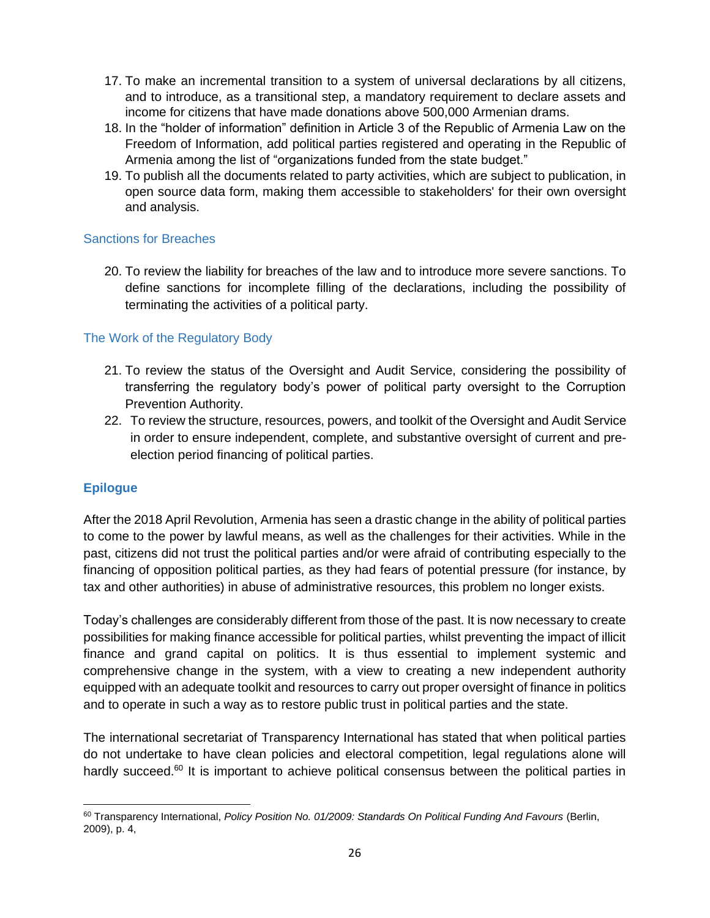17. To make an incremental transition to a system of universal declarations by all citizens, and to introduce, as a transitional step, a mandatory requirement to declare assets and income for citizens that have made donations above 500,000 Armenian drams.
18. In the "holder of information" definition in Article 3 of the Republic of Armenia Law on the Freedom of Information, add political parties registered and operating in the Republic of Armenia among the list of "organizations funded from the state budget."
19. To publish all the documents related to party activities, which are subject to publication, in open source data form, making them accessible to stakeholders' for their own oversight and analysis.

### Sanctions for Breaches

20. To review the liability for breaches of the law and to introduce more severe sanctions. To define sanctions for incomplete filling of the declarations, including the possibility of terminating the activities of a political party.

### The Work of the Regulatory Body

21. To review the status of the Oversight and Audit Service, considering the possibility of transferring the regulatory body's power of political party oversight to the Corruption Prevention Authority.
22. To review the structure, resources, powers, and toolkit of the Oversight and Audit Service in order to ensure independent, complete, and substantive oversight of current and pre-election period financing of political parties.

## Epilogue

After the 2018 April Revolution, Armenia has seen a drastic change in the ability of political parties to come to the power by lawful means, as well as the challenges for their activities. While in the past, citizens did not trust the political parties and/or were afraid of contributing especially to the financing of opposition political parties, as they had fears of potential pressure (for instance, by tax and other authorities) in abuse of administrative resources, this problem no longer exists.

Today's challenges are considerably different from those of the past. It is now necessary to create possibilities for making finance accessible for political parties, whilst preventing the impact of illicit finance and grand capital on politics. It is thus essential to implement systemic and comprehensive change in the system, with a view to creating a new independent authority equipped with an adequate toolkit and resources to carry out proper oversight of finance in politics and to operate in such a way as to restore public trust in political parties and the state.

The international secretariat of Transparency International has stated that when political parties do not undertake to have clean policies and electoral competition, legal regulations alone will hardly succeed.[60] It is important to achieve political consensus between the political parties in

[60] Transparency International, *Policy Position No. 01/2009: Standards On Political Funding And Favours* (Berlin, 2009), p. 4,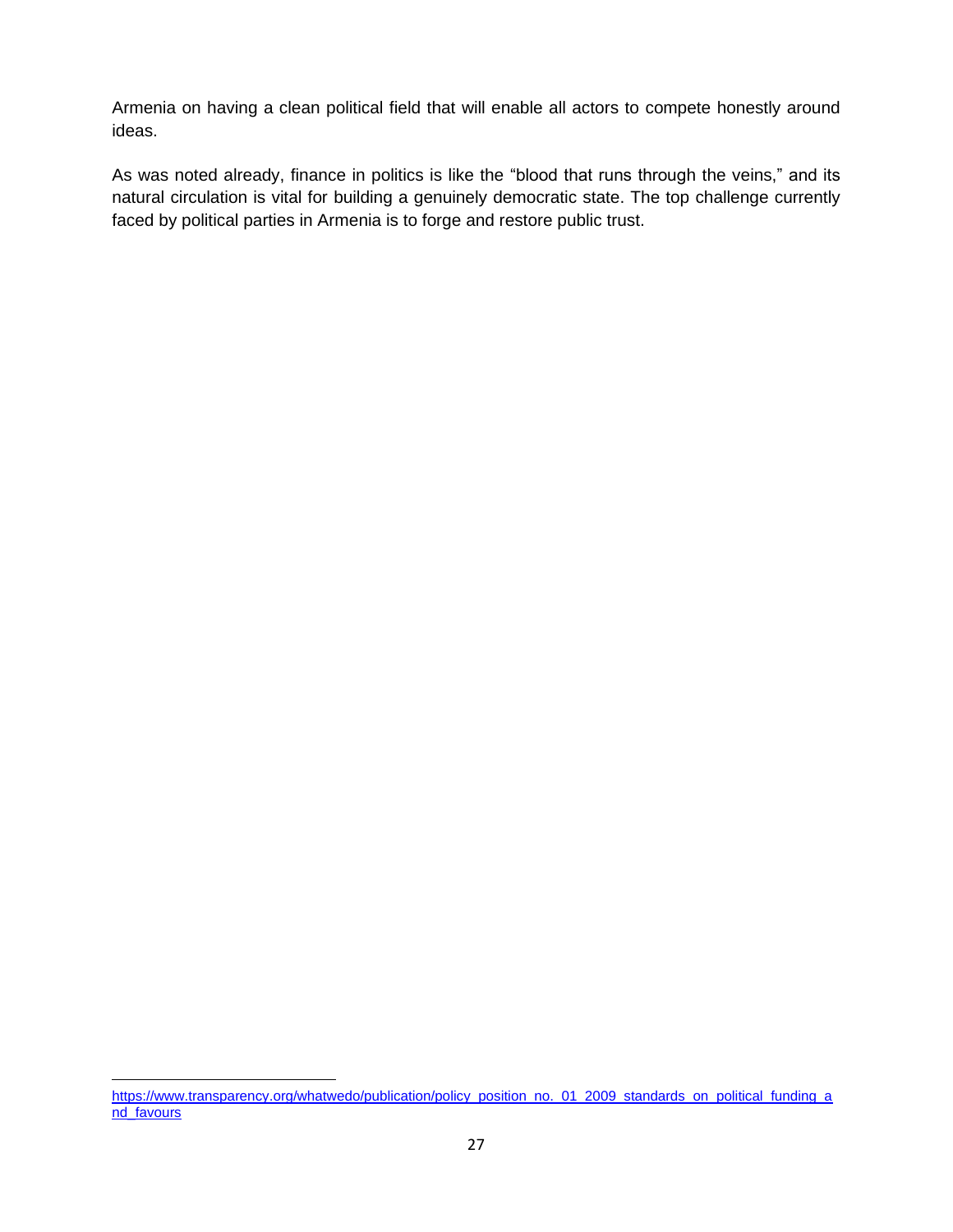Armenia on having a clean political field that will enable all actors to compete honestly around ideas.

As was noted already, finance in politics is like the "blood that runs through the veins," and its natural circulation is vital for building a genuinely democratic state. The top challenge currently faced by political parties in Armenia is to forge and restore public trust.

---

https://www.transparency.org/whatwedo/publication/policy_position_no._01_2009_standards_on_political_funding_and_favours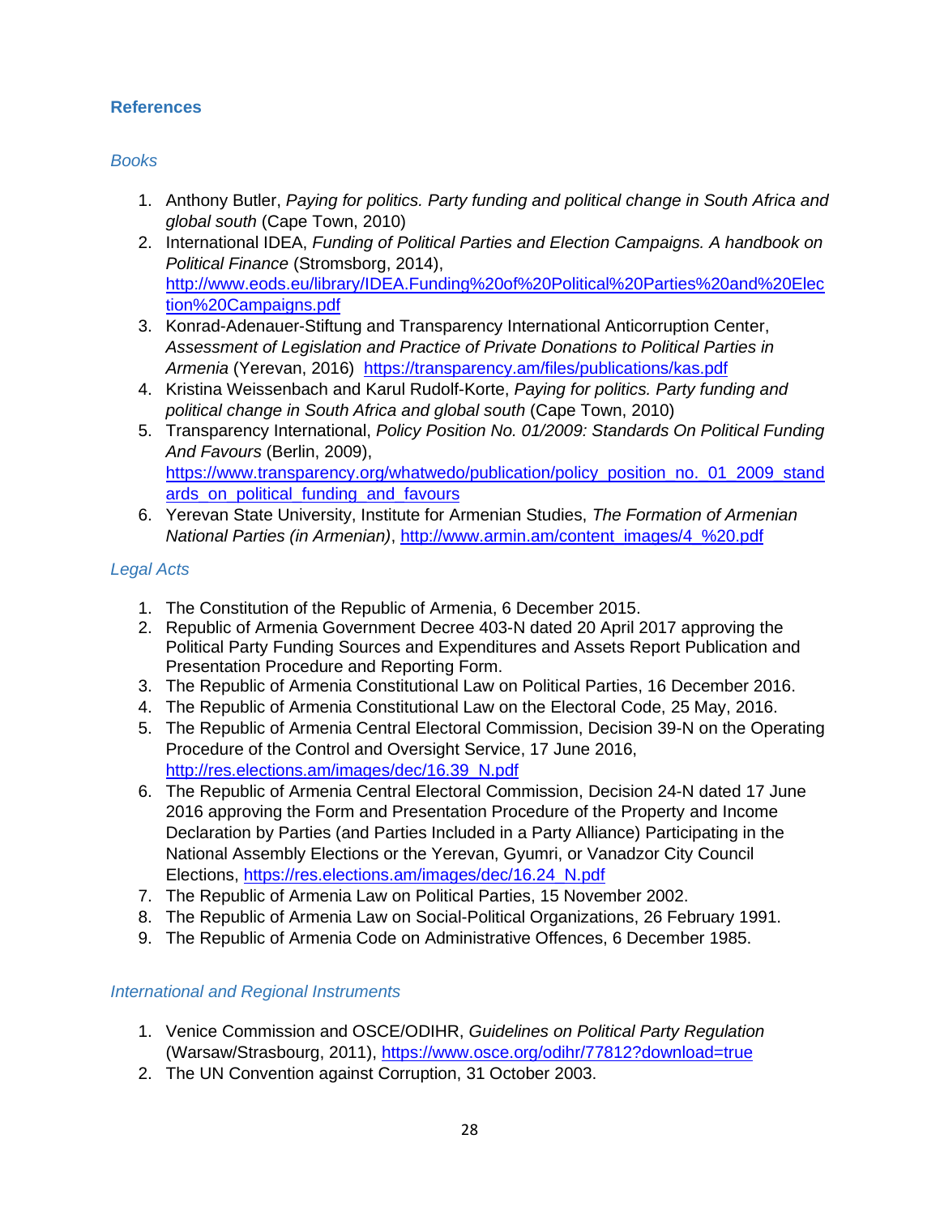## References

### *Books*

1. Anthony Butler, *Paying for politics. Party funding and political change in South Africa and global south* (Cape Town, 2010)
2. International IDEA, *Funding of Political Parties and Election Campaigns. A handbook on Political Finance* (Stromsborg, 2014), http://www.eods.eu/library/IDEA.Funding%20of%20Political%20Parties%20and%20Election%20Campaigns.pdf
3. Konrad-Adenauer-Stiftung and Transparency International Anticorruption Center, *Assessment of Legislation and Practice of Private Donations to Political Parties in Armenia* (Yerevan, 2016) https://transparency.am/files/publications/kas.pdf
4. Kristina Weissenbach and Karul Rudolf-Korte, *Paying for politics. Party funding and political change in South Africa and global south* (Cape Town, 2010)
5. Transparency International, *Policy Position No. 01/2009: Standards On Political Funding And Favours* (Berlin, 2009), https://www.transparency.org/whatwedo/publication/policy_position_no._01_2009_standards_on_political_funding_and_favours
6. Yerevan State University, Institute for Armenian Studies, *The Formation of Armenian National Parties (in Armenian)*, http://www.armin.am/content_images/4_%20.pdf

### *Legal Acts*

1. The Constitution of the Republic of Armenia, 6 December 2015.
2. Republic of Armenia Government Decree 403-N dated 20 April 2017 approving the Political Party Funding Sources and Expenditures and Assets Report Publication and Presentation Procedure and Reporting Form.
3. The Republic of Armenia Constitutional Law on Political Parties, 16 December 2016.
4. The Republic of Armenia Constitutional Law on the Electoral Code, 25 May, 2016.
5. The Republic of Armenia Central Electoral Commission, Decision 39-N on the Operating Procedure of the Control and Oversight Service, 17 June 2016, http://res.elections.am/images/dec/16.39_N.pdf
6. The Republic of Armenia Central Electoral Commission, Decision 24-N dated 17 June 2016 approving the Form and Presentation Procedure of the Property and Income Declaration by Parties (and Parties Included in a Party Alliance) Participating in the National Assembly Elections or the Yerevan, Gyumri, or Vanadzor City Council Elections, https://res.elections.am/images/dec/16.24_N.pdf
7. The Republic of Armenia Law on Political Parties, 15 November 2002.
8. The Republic of Armenia Law on Social-Political Organizations, 26 February 1991.
9. The Republic of Armenia Code on Administrative Offences, 6 December 1985.

### *International and Regional Instruments*

1. Venice Commission and OSCE/ODIHR, *Guidelines on Political Party Regulation* (Warsaw/Strasbourg, 2011), https://www.osce.org/odihr/77812?download=true
2. The UN Convention against Corruption, 31 October 2003.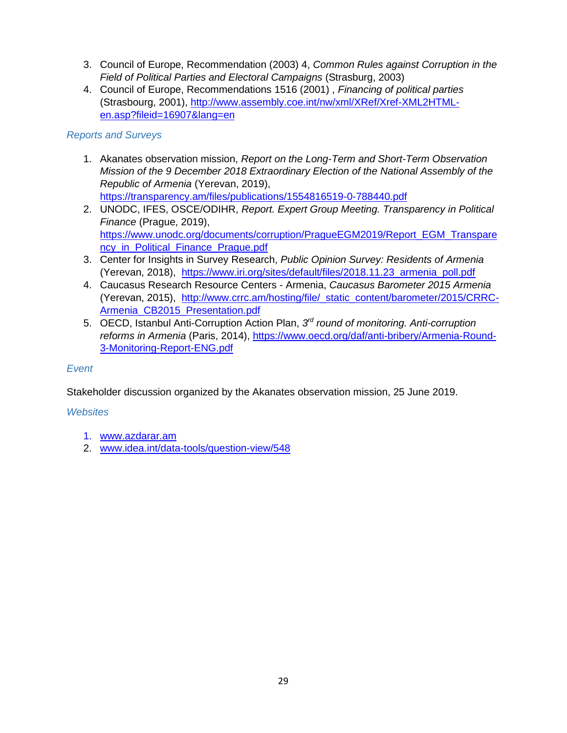3. Council of Europe, Recommendation (2003) 4, *Common Rules against Corruption in the Field of Political Parties and Electoral Campaigns* (Strasburg, 2003)
4. Council of Europe, Recommendations 1516 (2001) , *Financing of political parties* (Strasbourg, 2001), http://www.assembly.coe.int/nw/xml/XRef/Xref-XML2HTML-en.asp?fileid=16907&lang=en

### *Reports and Surveys*

1. Akanates observation mission, *Report on the Long-Term and Short-Term Observation Mission of the 9 December 2018 Extraordinary Election of the National Assembly of the Republic of Armenia* (Yerevan, 2019), https://transparency.am/files/publications/1554816519-0-788440.pdf
2. UNODC, IFES, OSCE/ODIHR, *Report. Expert Group Meeting. Transparency in Political Finance* (Prague, 2019), https://www.unodc.org/documents/corruption/PragueEGM2019/Report_EGM_Transparency_in_Political_Finance_Prague.pdf
3. Center for Insights in Survey Research, *Public Opinion Survey: Residents of Armenia* (Yerevan, 2018), https://www.iri.org/sites/default/files/2018.11.23_armenia_poll.pdf
4. Caucasus Research Resource Centers - Armenia, *Caucasus Barometer 2015 Armenia* (Yerevan, 2015), http://www.crrc.am/hosting/file/_static_content/barometer/2015/CRRC-Armenia_CB2015_Presentation.pdf
5. OECD, Istanbul Anti-Corruption Action Plan, *3rd round of monitoring. Anti-corruption reforms in Armenia* (Paris, 2014), https://www.oecd.org/daf/anti-bribery/Armenia-Round-3-Monitoring-Report-ENG.pdf

### *Event*

Stakeholder discussion organized by the Akanates observation mission, 25 June 2019.

### *Websites*

1. www.azdarar.am
2. www.idea.int/data-tools/question-view/548